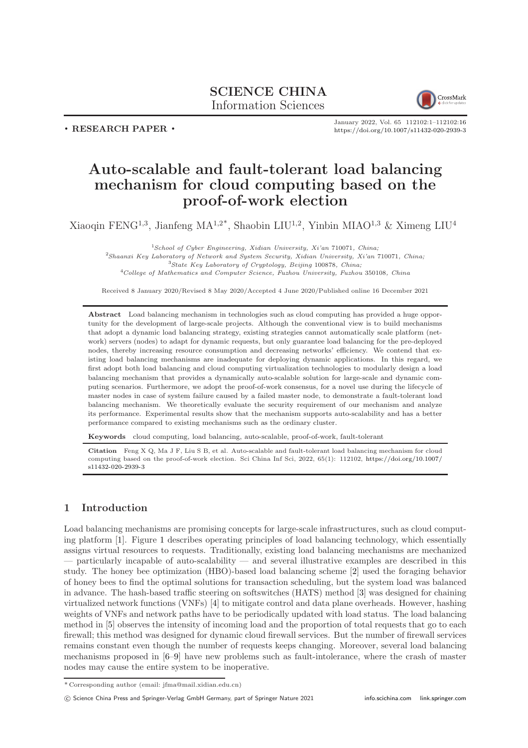SCIENCE CHINA
Information Sciences

• RESEARCH PAPER •

January 2022, Vol. 65 112102:1–112102:16
https://doi.org/10.1007/s11432-020-2939-3

# Auto-scalable and fault-tolerant load balancing mechanism for cloud computing based on the proof-of-work election

Xiaoqin FENG[1,3], Jianfeng MA[1,2*], Shaobin LIU[1,2], Yinbin MIAO[1,3] & Ximeng LIU[4]

[1] *School of Cyber Engineering, Xidian University, Xi'an* 710071*, China;*
[2] *Shaanxi Key Laboratory of Network and System Security, Xidian University, Xi'an* 710071*, China;*
[3] *State Key Laboratory of Cryptology, Beijing* 100878*, China;*
[4] *College of Mathematics and Computer Science, Fuzhou University, Fuzhou* 350108*, China*

Received 8 January 2020/Revised 8 May 2020/Accepted 4 June 2020/Published online 16 December 2021

**Abstract** Load balancing mechanism in technologies such as cloud computing has provided a huge opportunity for the development of large-scale projects. Although the conventional view is to build mechanisms that adopt a dynamic load balancing strategy, existing strategies cannot automatically scale platform (network) servers (nodes) to adapt for dynamic requests, but only guarantee load balancing for the pre-deployed nodes, thereby increasing resource consumption and decreasing networks' efficiency. We contend that existing load balancing mechanisms are inadequate for deploying dynamic applications. In this regard, we first adopt both load balancing and cloud computing virtualization technologies to modularly design a load balancing mechanism that provides a dynamically auto-scalable solution for large-scale and dynamic computing scenarios. Furthermore, we adopt the proof-of-work consensus, for a novel use during the lifecycle of master nodes in case of system failure caused by a failed master node, to demonstrate a fault-tolerant load balancing mechanism. We theoretically evaluate the security requirement of our mechanism and analyze its performance. Experimental results show that the mechanism supports auto-scalability and has a better performance compared to existing mechanisms such as the ordinary cluster.

**Keywords** cloud computing, load balancing, auto-scalable, proof-of-work, fault-tolerant

**Citation** Feng X Q, Ma J F, Liu S B, et al. Auto-scalable and fault-tolerant load balancing mechanism for cloud computing based on the proof-of-work election. Sci China Inf Sci, 2022, 65(1): 112102, https://doi.org/10.1007/s11432-020-2939-3

## 1 Introduction

Load balancing mechanisms are promising concepts for large-scale infrastructures, such as cloud computing platform [1]. Figure 1 describes operating principles of load balancing technology, which essentially assigns virtual resources to requests. Traditionally, existing load balancing mechanisms are mechanized — particularly incapable of auto-scalability — and several illustrative examples are described in this study. The honey bee optimization (HBO)-based load balancing scheme [2] used the foraging behavior of honey bees to find the optimal solutions for transaction scheduling, but the system load was balanced in advance. The hash-based traffic steering on softswitches (HATS) method [3] was designed for chaining virtualized network functions (VNFs) [4] to mitigate control and data plane overheads. However, hashing weights of VNFs and network paths have to be periodically updated with load status. The load balancing method in [5] observes the intensity of incoming load and the proportion of total requests that go to each firewall; this method was designed for dynamic cloud firewall services. But the number of firewall services remains constant even though the number of requests keeps changing. Moreover, several load balancing mechanisms proposed in [6–9] have new problems such as fault-intolerance, where the crash of master nodes may cause the entire system to be inoperative.

*Corresponding author (email: jfma@mail.xidian.edu.cn)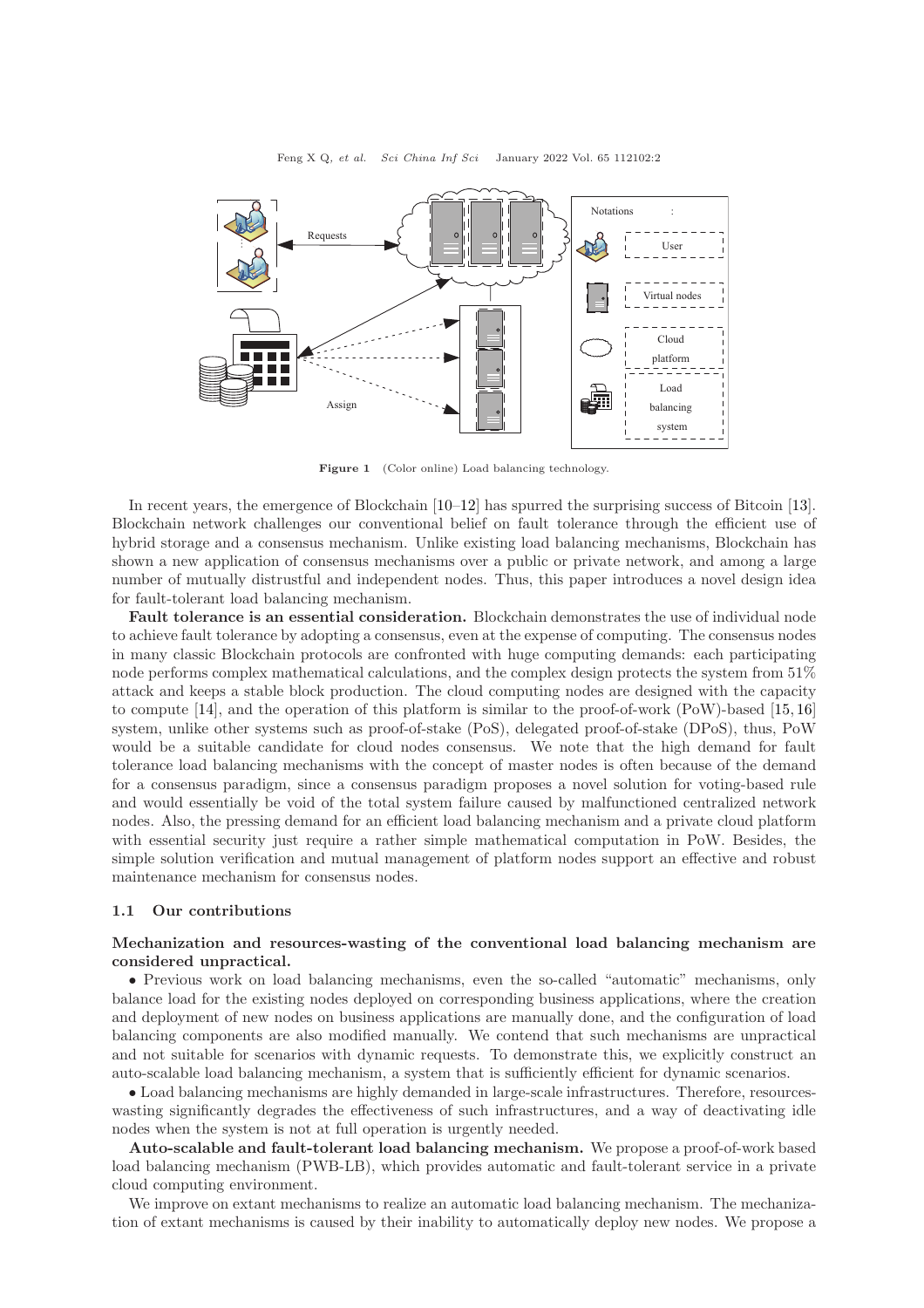Figure 1 (Color online) Load balancing technology.

In recent years, the emergence of Blockchain [10–12] has spurred the surprising success of Bitcoin [13]. Blockchain network challenges our conventional belief on fault tolerance through the efficient use of hybrid storage and a consensus mechanism. Unlike existing load balancing mechanisms, Blockchain has shown a new application of consensus mechanisms over a public or private network, and among a large number of mutually distrustful and independent nodes. Thus, this paper introduces a novel design idea for fault-tolerant load balancing mechanism.

**Fault tolerance is an essential consideration.** Blockchain demonstrates the use of individual node to achieve fault tolerance by adopting a consensus, even at the expense of computing. The consensus nodes in many classic Blockchain protocols are confronted with huge computing demands: each participating node performs complex mathematical calculations, and the complex design protects the system from 51% attack and keeps a stable block production. The cloud computing nodes are designed with the capacity to compute [14], and the operation of this platform is similar to the proof-of-work (PoW)-based [15, 16] system, unlike other systems such as proof-of-stake (PoS), delegated proof-of-stake (DPoS), thus, PoW would be a suitable candidate for cloud nodes consensus. We note that the high demand for fault tolerance load balancing mechanisms with the concept of master nodes is often because of the demand for a consensus paradigm, since a consensus paradigm proposes a novel solution for voting-based rule and would essentially be void of the total system failure caused by malfunctioned centralized network nodes. Also, the pressing demand for an efficient load balancing mechanism and a private cloud platform with essential security just require a rather simple mathematical computation in PoW. Besides, the simple solution verification and mutual management of platform nodes support an effective and robust maintenance mechanism for consensus nodes.

### 1.1 Our contributions

**Mechanization and resources-wasting of the conventional load balancing mechanism are considered unpractical.**

• Previous work on load balancing mechanisms, even the so-called "automatic" mechanisms, only balance load for the existing nodes deployed on corresponding business applications, where the creation and deployment of new nodes on business applications are manually done, and the configuration of load balancing components are also modified manually. We contend that such mechanisms are unpractical and not suitable for scenarios with dynamic requests. To demonstrate this, we explicitly construct an auto-scalable load balancing mechanism, a system that is sufficiently efficient for dynamic scenarios.

• Load balancing mechanisms are highly demanded in large-scale infrastructures. Therefore, resources-wasting significantly degrades the effectiveness of such infrastructures, and a way of deactivating idle nodes when the system is not at full operation is urgently needed.

**Auto-scalable and fault-tolerant load balancing mechanism.** We propose a proof-of-work based load balancing mechanism (PWB-LB), which provides automatic and fault-tolerant service in a private cloud computing environment.

We improve on extant mechanisms to realize an automatic load balancing mechanism. The mechanization of extant mechanisms is caused by their inability to automatically deploy new nodes. We propose a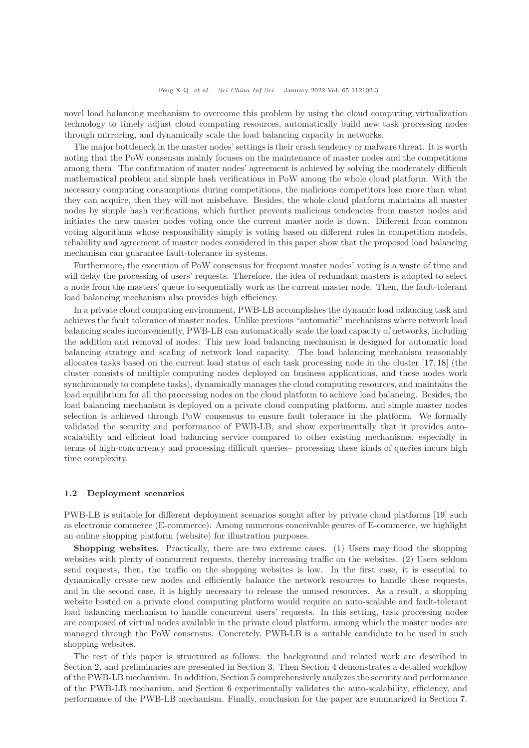novel load balancing mechanism to overcome this problem by using the cloud computing virtualization technology to timely adjust cloud computing resources, automatically build new task processing nodes through mirroring, and dynamically scale the load balancing capacity in networks.

The major bottleneck in the master nodes' settings is their crash tendency or malware threat. It is worth noting that the PoW consensus mainly focuses on the maintenance of master nodes and the competitions among them. The confirmation of mater nodes' agreement is achieved by solving the moderately difficult mathematical problem and simple hash verifications in PoW among the whole cloud platform. With the necessary computing consumptions during competitions, the malicious competitors lose more than what they can acquire, then they will not misbehave. Besides, the whole cloud platform maintains all master nodes by simple hash verifications, which further prevents malicious tendencies from master nodes and initiates the new master nodes voting once the current master node is down. Different from common voting algorithms whose responsibility simply is voting based on different rules in competition models, reliability and agreement of master nodes considered in this paper show that the proposed load balancing mechanism can guarantee fault-tolerance in systems.

Furthermore, the execution of PoW consensus for frequent master nodes' voting is a waste of time and will delay the processing of users' requests. Therefore, the idea of redundant masters is adopted to select a node from the masters' queue to sequentially work as the current master node. Then, the fault-tolerant load balancing mechanism also provides high efficiency.

In a private cloud computing environment, PWB-LB accomplishes the dynamic load balancing task and achieves the fault tolerance of master nodes. Unlike previous "automatic" mechanisms where network load balancing scales inconveniently, PWB-LB can automatically scale the load capacity of networks, including the addition and removal of nodes. This new load balancing mechanism is designed for automatic load balancing strategy and scaling of network load capacity. The load balancing mechanism reasonably allocates tasks based on the current load status of each task processing node in the cluster [17, 18] (the cluster consists of multiple computing nodes deployed on business applications, and these nodes work synchronously to complete tasks), dynamically manages the cloud computing resources, and maintains the load equilibrium for all the processing nodes on the cloud platform to achieve load balancing. Besides, the load balancing mechanism is deployed on a private cloud computing platform, and simple master nodes selection is achieved through PoW consensus to ensure fault tolerance in the platform. We formally validated the security and performance of PWB-LB, and show experimentally that it provides auto-scalability and efficient load balancing service compared to other existing mechanisms, especially in terms of high-concurrency and processing difficult queries– processing these kinds of queries incurs high time complexity.

### 1.2 Deployment scenarios

PWB-LB is suitable for different deployment scenarios sought after by private cloud platforms [19] such as electronic commerce (E-commerce). Among numerous conceivable genres of E-commerce, we highlight an online shopping platform (website) for illustration purposes.

**Shopping websites.** Practically, there are two extreme cases. (1) Users may flood the shopping websites with plenty of concurrent requests, thereby increasing traffic on the websites. (2) Users seldom send requests, then, the traffic on the shopping websites is low. In the first case, it is essential to dynamically create new nodes and efficiently balance the network resources to handle these requests, and in the second case, it is highly necessary to release the unused resources. As a result, a shopping website hosted on a private cloud computing platform would require an auto-scalable and fault-tolerant load balancing mechanism to handle concurrent users' requests. In this setting, task processing nodes are composed of virtual nodes available in the private cloud platform, among which the master nodes are managed through the PoW consensus. Concretely, PWB-LB is a suitable candidate to be used in such shopping websites.

The rest of this paper is structured as follows: the background and related work are described in Section 2, and preliminaries are presented in Section 3. Then Section 4 demonstrates a detailed workflow of the PWB-LB mechanism. In addition, Section 5 comprehensively analyzes the security and performance of the PWB-LB mechanism, and Section 6 experimentally validates the auto-scalability, efficiency, and performance of the PWB-LB mechanism. Finally, conclusion for the paper are summarized in Section 7.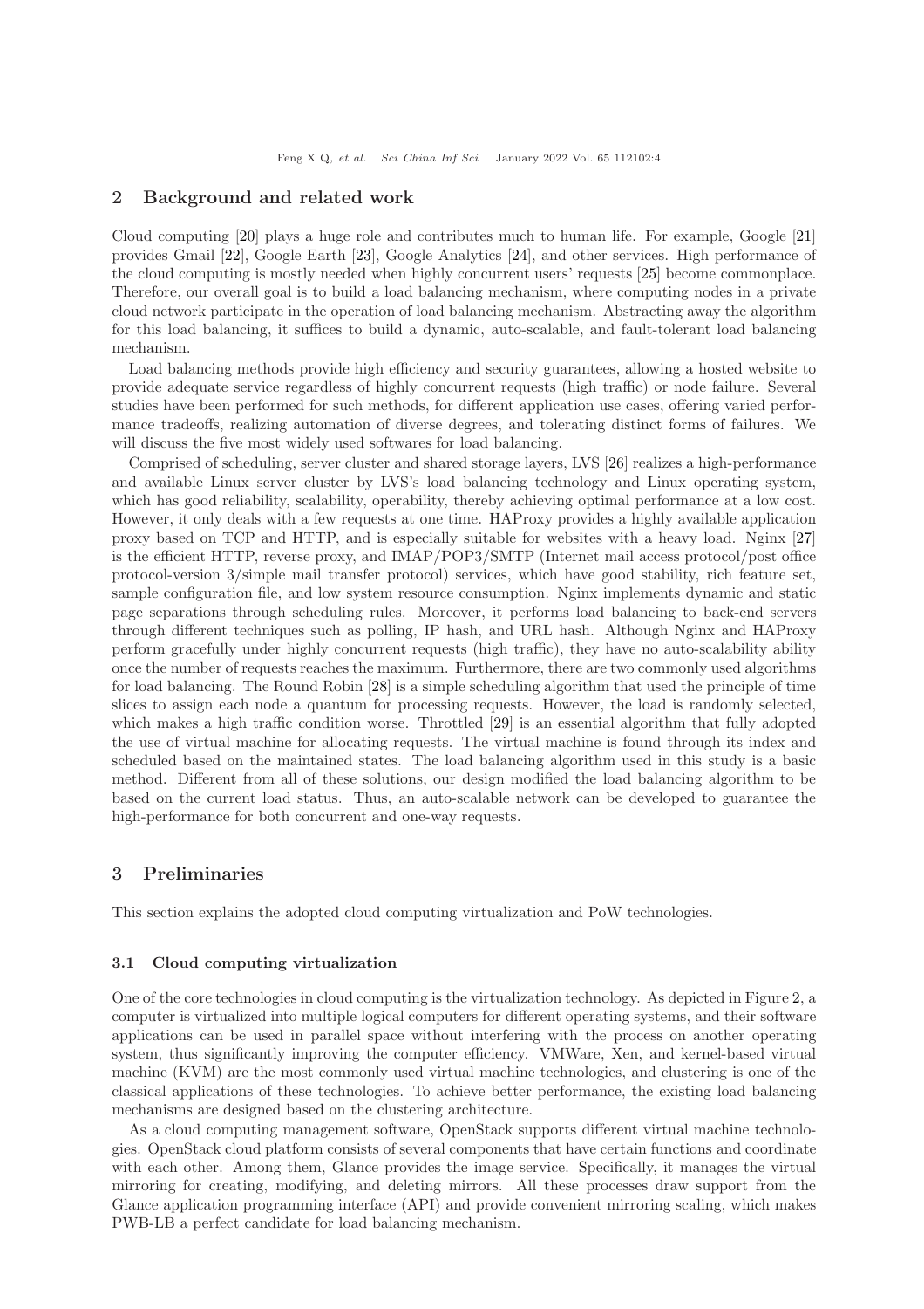## 2 Background and related work

Cloud computing [20] plays a huge role and contributes much to human life. For example, Google [21] provides Gmail [22], Google Earth [23], Google Analytics [24], and other services. High performance of the cloud computing is mostly needed when highly concurrent users' requests [25] become commonplace. Therefore, our overall goal is to build a load balancing mechanism, where computing nodes in a private cloud network participate in the operation of load balancing mechanism. Abstracting away the algorithm for this load balancing, it suffices to build a dynamic, auto-scalable, and fault-tolerant load balancing mechanism.

Load balancing methods provide high efficiency and security guarantees, allowing a hosted website to provide adequate service regardless of highly concurrent requests (high traffic) or node failure. Several studies have been performed for such methods, for different application use cases, offering varied performance tradeoffs, realizing automation of diverse degrees, and tolerating distinct forms of failures. We will discuss the five most widely used softwares for load balancing.

Comprised of scheduling, server cluster and shared storage layers, LVS [26] realizes a high-performance and available Linux server cluster by LVS's load balancing technology and Linux operating system, which has good reliability, scalability, operability, thereby achieving optimal performance at a low cost. However, it only deals with a few requests at one time. HAProxy provides a highly available application proxy based on TCP and HTTP, and is especially suitable for websites with a heavy load. Nginx [27] is the efficient HTTP, reverse proxy, and IMAP/POP3/SMTP (Internet mail access protocol/post office protocol-version 3/simple mail transfer protocol) services, which have good stability, rich feature set, sample configuration file, and low system resource consumption. Nginx implements dynamic and static page separations through scheduling rules. Moreover, it performs load balancing to back-end servers through different techniques such as polling, IP hash, and URL hash. Although Nginx and HAProxy perform gracefully under highly concurrent requests (high traffic), they have no auto-scalability ability once the number of requests reaches the maximum. Furthermore, there are two commonly used algorithms for load balancing. The Round Robin [28] is a simple scheduling algorithm that used the principle of time slices to assign each node a quantum for processing requests. However, the load is randomly selected, which makes a high traffic condition worse. Throttled [29] is an essential algorithm that fully adopted the use of virtual machine for allocating requests. The virtual machine is found through its index and scheduled based on the maintained states. The load balancing algorithm used in this study is a basic method. Different from all of these solutions, our design modified the load balancing algorithm to be based on the current load status. Thus, an auto-scalable network can be developed to guarantee the high-performance for both concurrent and one-way requests.

## 3 Preliminaries

This section explains the adopted cloud computing virtualization and PoW technologies.

### 3.1 Cloud computing virtualization

One of the core technologies in cloud computing is the virtualization technology. As depicted in Figure 2, a computer is virtualized into multiple logical computers for different operating systems, and their software applications can be used in parallel space without interfering with the process on another operating system, thus significantly improving the computer efficiency. VMWare, Xen, and kernel-based virtual machine (KVM) are the most commonly used virtual machine technologies, and clustering is one of the classical applications of these technologies. To achieve better performance, the existing load balancing mechanisms are designed based on the clustering architecture.

As a cloud computing management software, OpenStack supports different virtual machine technologies. OpenStack cloud platform consists of several components that have certain functions and coordinate with each other. Among them, Glance provides the image service. Specifically, it manages the virtual mirroring for creating, modifying, and deleting mirrors. All these processes draw support from the Glance application programming interface (API) and provide convenient mirroring scaling, which makes PWB-LB a perfect candidate for load balancing mechanism.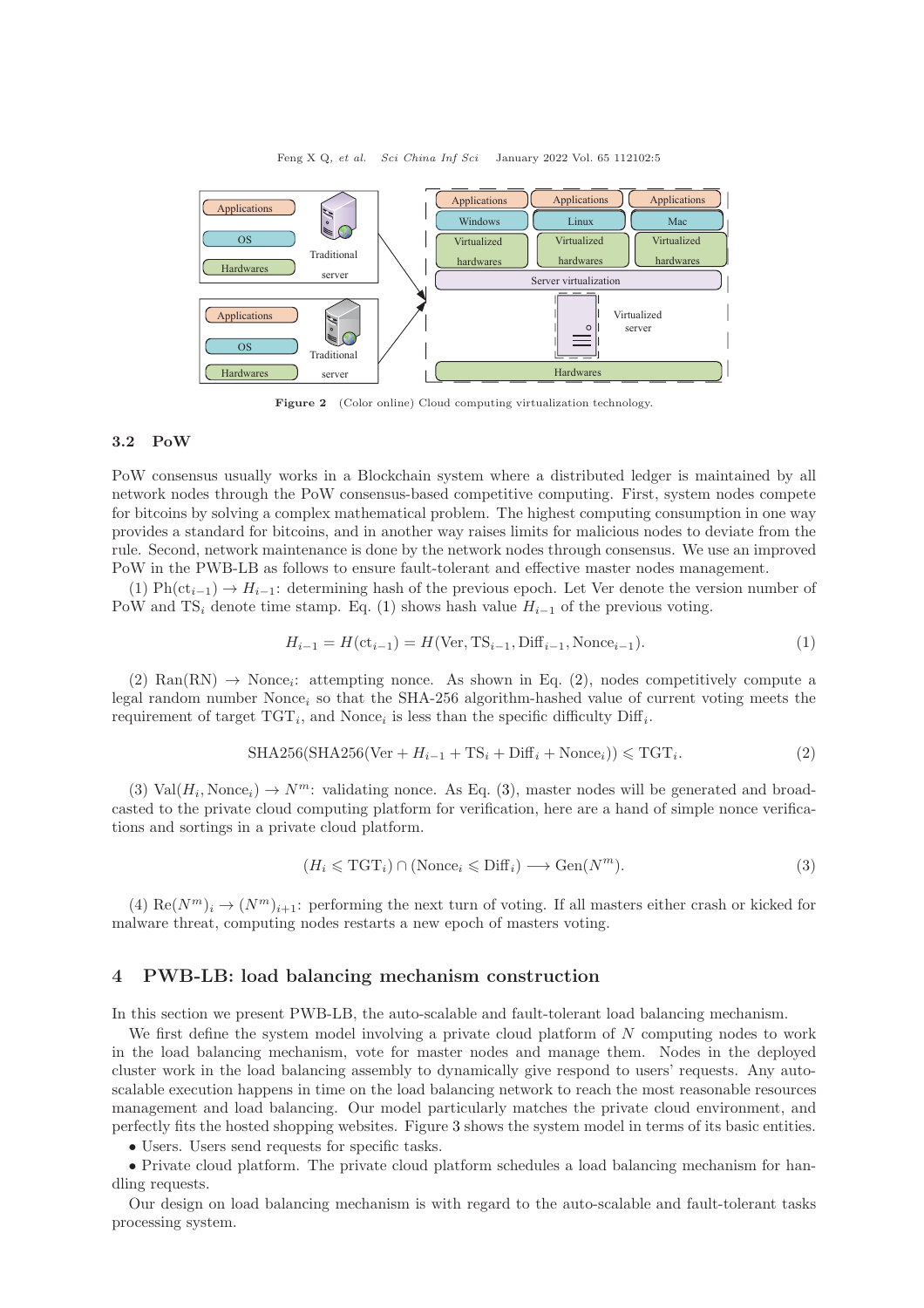Figure 2 (Color online) Cloud computing virtualization technology.

### 3.2 PoW

PoW consensus usually works in a Blockchain system where a distributed ledger is maintained by all network nodes through the PoW consensus-based competitive computing. First, system nodes compete for bitcoins by solving a complex mathematical problem. The highest computing consumption in one way provides a standard for bitcoins, and in another way raises limits for malicious nodes to deviate from the rule. Second, network maintenance is done by the network nodes through consensus. We use an improved PoW in the PWB-LB as follows to ensure fault-tolerant and effective master nodes management.

(1) $\mathrm{Ph}(\mathrm{ct}_{i-1}) \rightarrow H_{i-1}$: determining hash of the previous epoch. Let Ver denote the version number of PoW and $\mathrm{TS}_i$ denote time stamp. Eq. (1) shows hash value $H_{i-1}$ of the previous voting.

$$H_{i-1} = H(\mathrm{ct}_{i-1}) = H(\mathrm{Ver}, \mathrm{TS}_{i-1}, \mathrm{Diff}_{i-1}, \mathrm{Nonce}_{i-1}). \tag{1}$$

(2) $\mathrm{Ran}(\mathrm{RN}) \rightarrow \mathrm{Nonce}_i$: attempting nonce. As shown in Eq. (2), nodes competitively compute a legal random number $\mathrm{Nonce}_i$ so that the SHA-256 algorithm-hashed value of current voting meets the requirement of target $\mathrm{TGT}_i$, and $\mathrm{Nonce}_i$ is less than the specific difficulty $\mathrm{Diff}_i$.

$$\mathrm{SHA256}(\mathrm{SHA256}(\mathrm{Ver} + H_{i-1} + \mathrm{TS}_i + \mathrm{Diff}_i + \mathrm{Nonce}_i)) \leqslant \mathrm{TGT}_i. \tag{2}$$

(3) $\mathrm{Val}(H_i, \mathrm{Nonce}_i) \rightarrow N^m$: validating nonce. As Eq. (3), master nodes will be generated and broadcasted to the private cloud computing platform for verification, here are a hand of simple nonce verifications and sortings in a private cloud platform.

$$(H_i \leqslant \mathrm{TGT}_i) \cap (\mathrm{Nonce}_i \leqslant \mathrm{Diff}_i) \longrightarrow \mathrm{Gen}(N^m). \tag{3}$$

(4) $\mathrm{Re}(N^m)_i \rightarrow (N^m)_{i+1}$: performing the next turn of voting. If all masters either crash or kicked for malware threat, computing nodes restarts a new epoch of masters voting.

## 4 PWB-LB: load balancing mechanism construction

In this section we present PWB-LB, the auto-scalable and fault-tolerant load balancing mechanism.

We first define the system model involving a private cloud platform of $N$ computing nodes to work in the load balancing mechanism, vote for master nodes and manage them. Nodes in the deployed cluster work in the load balancing assembly to dynamically give respond to users' requests. Any auto-scalable execution happens in time on the load balancing network to reach the most reasonable resources management and load balancing. Our model particularly matches the private cloud environment, and perfectly fits the hosted shopping websites. Figure 3 shows the system model in terms of its basic entities.

- Users. Users send requests for specific tasks.
- Private cloud platform. The private cloud platform schedules a load balancing mechanism for handling requests.

Our design on load balancing mechanism is with regard to the auto-scalable and fault-tolerant tasks processing system.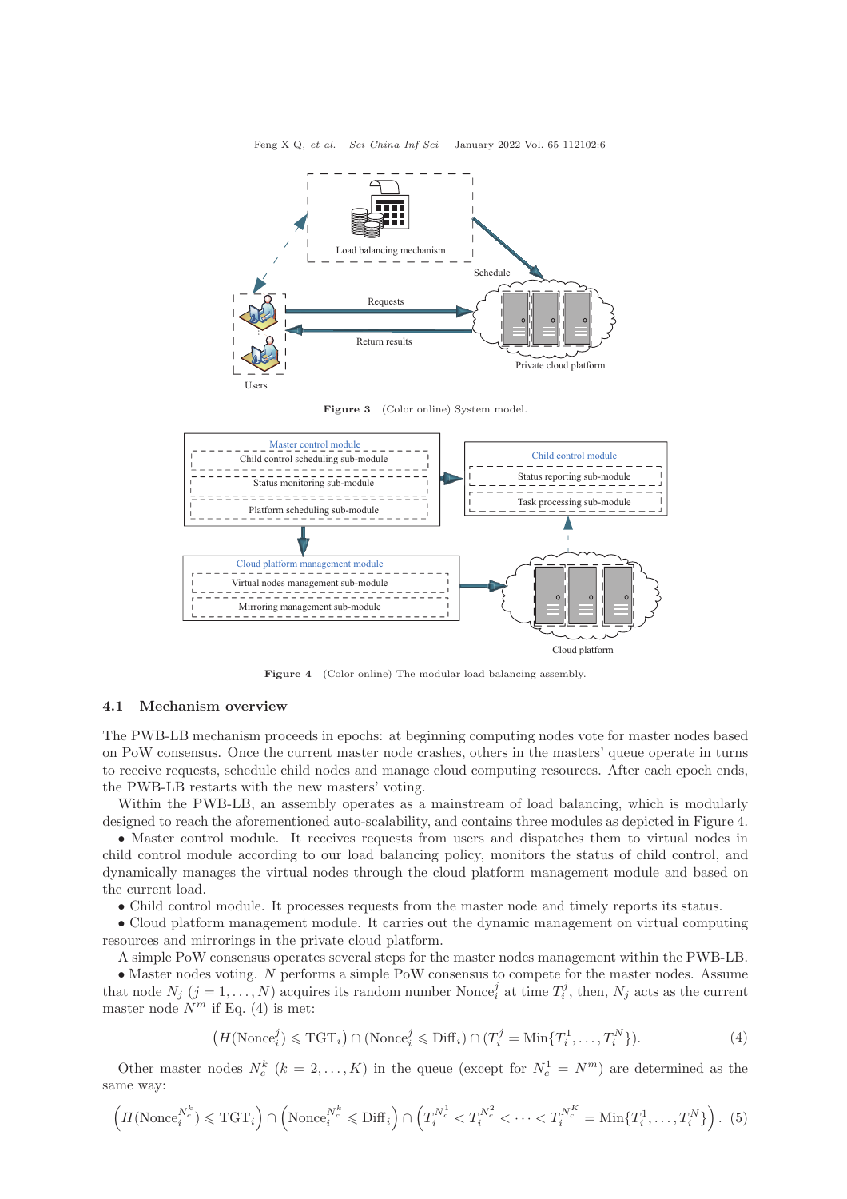Figure 3 (Color online) System model.

Figure 4 (Color online) The modular load balancing assembly.

### 4.1 Mechanism overview

The PWB-LB mechanism proceeds in epochs: at beginning computing nodes vote for master nodes based on PoW consensus. Once the current master node crashes, others in the masters' queue operate in turns to receive requests, schedule child nodes and manage cloud computing resources. After each epoch ends, the PWB-LB restarts with the new masters' voting.

Within the PWB-LB, an assembly operates as a mainstream of load balancing, which is modularly designed to reach the aforementioned auto-scalability, and contains three modules as depicted in Figure 4.

• Master control module. It receives requests from users and dispatches them to virtual nodes in child control module according to our load balancing policy, monitors the status of child control, and dynamically manages the virtual nodes through the cloud platform management module and based on the current load.

• Child control module. It processes requests from the master node and timely reports its status.

• Cloud platform management module. It carries out the dynamic management on virtual computing resources and mirrorings in the private cloud platform.

A simple PoW consensus operates several steps for the master nodes management within the PWB-LB.

• Master nodes voting. $N$ performs a simple PoW consensus to compete for the master nodes. Assume that node $N_j$ $(j = 1, \ldots, N)$ acquires its random number $\text{Nonce}_i^j$ at time $T_i^j$, then, $N_j$ acts as the current master node $N^m$ if Eq. (4) is met:

$$\left(H(\text{Nonce}_i^j) \leqslant \text{TGT}_i\right) \cap (\text{Nonce}_i^j \leqslant \text{Diff}_i) \cap (T_i^j = \text{Min}\{T_i^1, \ldots, T_i^N\}). \tag{4}$$

Other master nodes $N_c^k$ $(k = 2, \ldots, K)$ in the queue (except for $N_c^1 = N^m$) are determined as the same way:

$$\left(H(\text{Nonce}_i^{N_c^k}) \leqslant \text{TGT}_i\right) \cap \left(\text{Nonce}_i^{N_c^k} \leqslant \text{Diff}_i\right) \cap \left(T_i^{N_c^1} < T_i^{N_c^2} < \cdots < T_i^{N_c^K} = \text{Min}\{T_i^1, \ldots, T_i^N\}\right). \tag{5}$$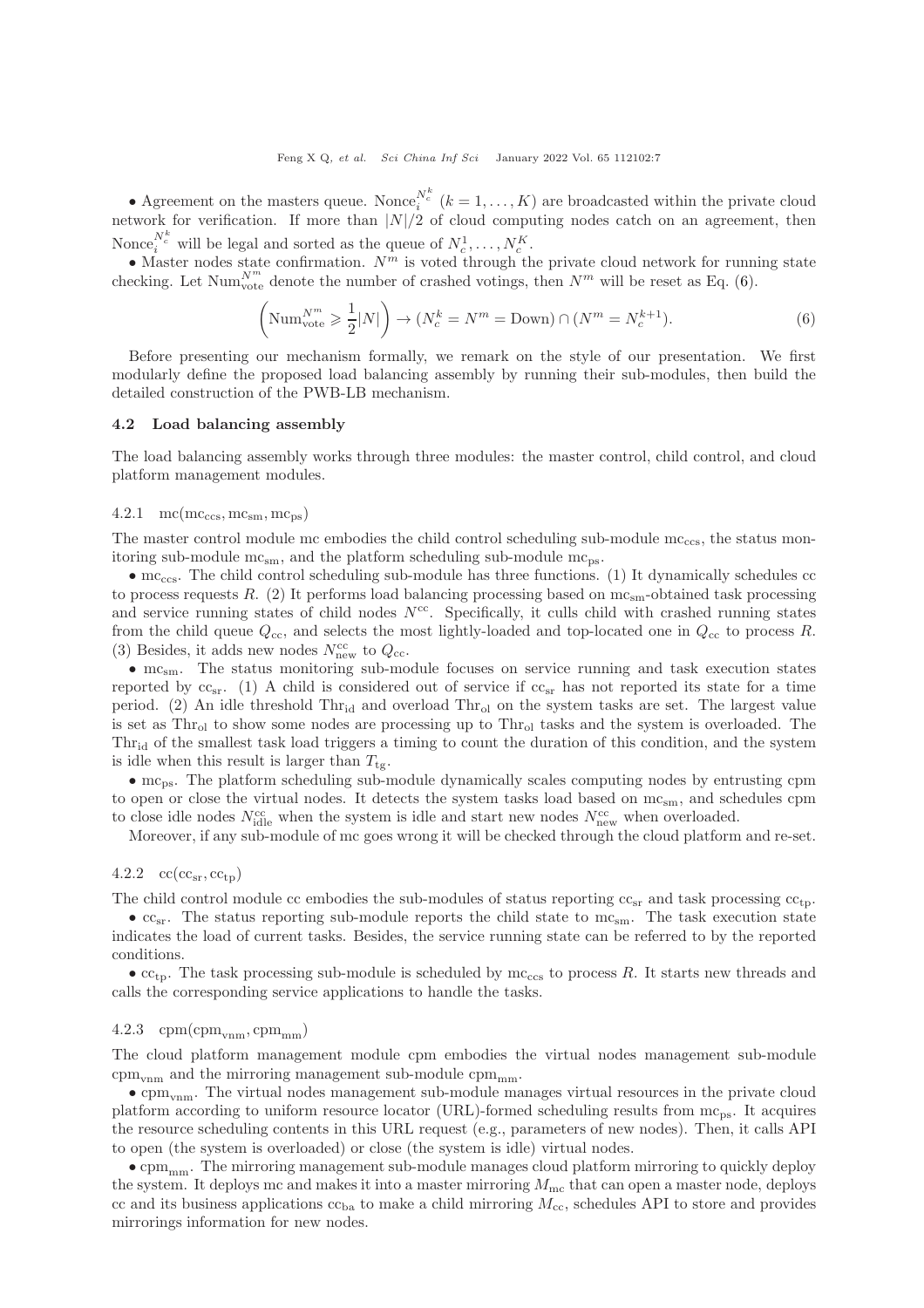• Agreement on the masters queue. $\text{Nonce}_i^{N_c^k}$ $(k = 1, \ldots, K)$ are broadcasted within the private cloud network for verification. If more than $|N|/2$ of cloud computing nodes catch on an agreement, then $\text{Nonce}_i^{N_c^k}$ will be legal and sorted as the queue of $N_c^1, \ldots, N_c^K$.

• Master nodes state confirmation. $N^m$ is voted through the private cloud network for running state checking. Let $\text{Num}_{\text{vote}}^{N^m}$ denote the number of crashed votings, then $N^m$ will be reset as Eq. (6).

$$\left(\text{Num}_{\text{vote}}^{N^m} \geqslant \frac{1}{2}|N|\right) \rightarrow (N_c^k = N^m = \text{Down}) \cap (N^m = N_c^{k+1}). \tag{6}$$

Before presenting our mechanism formally, we remark on the style of our presentation. We first modularly define the proposed load balancing assembly by running their sub-modules, then build the detailed construction of the PWB-LB mechanism.

### 4.2 Load balancing assembly

The load balancing assembly works through three modules: the master control, child control, and cloud platform management modules.

#### 4.2.1 $\text{mc}(\text{mc}_{\text{ccs}}, \text{mc}_{\text{sm}}, \text{mc}_{\text{ps}})$

The master control module mc embodies the child control scheduling sub-module $\text{mc}_{\text{ccs}}$, the status monitoring sub-module $\text{mc}_{\text{sm}}$, and the platform scheduling sub-module $\text{mc}_{\text{ps}}$.

• $\text{mc}_{\text{ccs}}$. The child control scheduling sub-module has three functions. (1) It dynamically schedules cc to process requests $R$. (2) It performs load balancing processing based on $\text{mc}_{\text{sm}}$-obtained task processing and service running states of child nodes $N^{\text{cc}}$. Specifically, it culls child with crashed running states from the child queue $Q_{\text{cc}}$, and selects the most lightly-loaded and top-located one in $Q_{\text{cc}}$ to process $R$. (3) Besides, it adds new nodes $N_{\text{new}}^{\text{cc}}$ to $Q_{\text{cc}}$.

• $\text{mc}_{\text{sm}}$. The status monitoring sub-module focuses on service running and task execution states reported by $\text{cc}_{\text{sr}}$. (1) A child is considered out of service if $\text{cc}_{\text{sr}}$ has not reported its state for a time period. (2) An idle threshold $\text{Thr}_{\text{id}}$ and overload $\text{Thr}_{\text{ol}}$ on the system tasks are set. The largest value is set as $\text{Thr}_{\text{ol}}$ to show some nodes are processing up to $\text{Thr}_{\text{ol}}$ tasks and the system is overloaded. The $\text{Thr}_{\text{id}}$ of the smallest task load triggers a timing to count the duration of this condition, and the system is idle when this result is larger than $T_{\text{tg}}$.

• $\text{mc}_{\text{ps}}$. The platform scheduling sub-module dynamically scales computing nodes by entrusting cpm to open or close the virtual nodes. It detects the system tasks load based on $\text{mc}_{\text{sm}}$, and schedules cpm to close idle nodes $N_{\text{idle}}^{\text{cc}}$ when the system is idle and start new nodes $N_{\text{new}}^{\text{cc}}$ when overloaded.

Moreover, if any sub-module of mc goes wrong it will be checked through the cloud platform and re-set.

#### 4.2.2 $\text{cc}(\text{cc}_{\text{sr}}, \text{cc}_{\text{tp}})$

The child control module cc embodies the sub-modules of status reporting $\text{cc}_{\text{sr}}$ and task processing $\text{cc}_{\text{tp}}$.

• $\text{cc}_{\text{sr}}$. The status reporting sub-module reports the child state to $\text{mc}_{\text{sm}}$. The task execution state indicates the load of current tasks. Besides, the service running state can be referred to by the reported conditions.

• $\text{cc}_{\text{tp}}$. The task processing sub-module is scheduled by $\text{mc}_{\text{ccs}}$ to process $R$. It starts new threads and calls the corresponding service applications to handle the tasks.

#### 4.2.3 $\text{cpm}(\text{cpm}_{\text{vnm}}, \text{cpm}_{\text{mm}})$

The cloud platform management module cpm embodies the virtual nodes management sub-module $\text{cpm}_{\text{vnm}}$ and the mirroring management sub-module $\text{cpm}_{\text{mm}}$.

• $\text{cpm}_{\text{vnm}}$. The virtual nodes management sub-module manages virtual resources in the private cloud platform according to uniform resource locator (URL)-formed scheduling results from $\text{mc}_{\text{ps}}$. It acquires the resource scheduling contents in this URL request (e.g., parameters of new nodes). Then, it calls API to open (the system is overloaded) or close (the system is idle) virtual nodes.

• $\text{cpm}_{\text{mm}}$. The mirroring management sub-module manages cloud platform mirroring to quickly deploy the system. It deploys mc and makes it into a master mirroring $M_{\text{mc}}$ that can open a master node, deploys cc and its business applications $\text{cc}_{\text{ba}}$ to make a child mirroring $M_{\text{cc}}$, schedules API to store and provides mirrorings information for new nodes.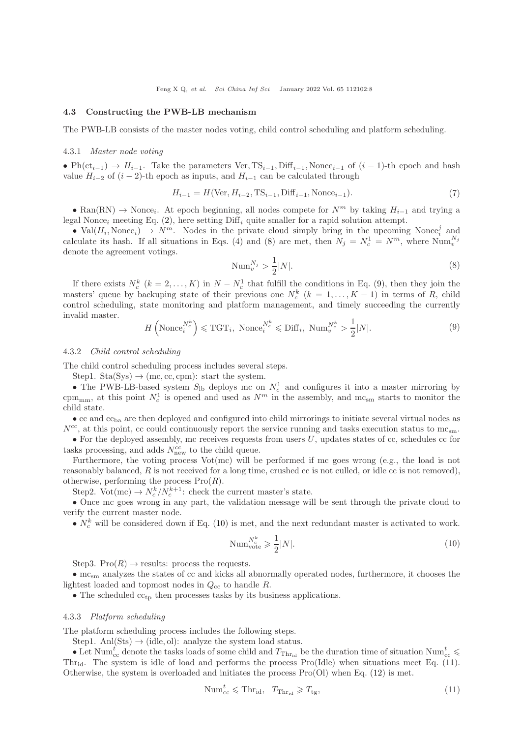### 4.3 Constructing the PWB-LB mechanism

The PWB-LB consists of the master nodes voting, child control scheduling and platform scheduling.

#### 4.3.1 *Master node voting*

• $\mathrm{Ph}(\mathrm{ct}_{i-1}) \rightarrow H_{i-1}$. Take the parameters $\mathrm{Ver}, \mathrm{TS}_{i-1}, \mathrm{Diff}_{i-1}, \mathrm{Nonce}_{i-1}$ of $(i-1)$-th epoch and hash value $H_{i-2}$ of $(i-2)$-th epoch as inputs, and $H_{i-1}$ can be calculated through

$$H_{i-1} = H(\mathrm{Ver}, H_{i-2}, \mathrm{TS}_{i-1}, \mathrm{Diff}_{i-1}, \mathrm{Nonce}_{i-1}). \tag{7}$$

• $\mathrm{Ran}(\mathrm{RN}) \rightarrow \mathrm{Nonce}_i$. At epoch beginning, all nodes compete for $N^m$ by taking $H_{i-1}$ and trying a legal $\mathrm{Nonce}_i$ meeting Eq. (2), here setting $\mathrm{Diff}_i$ quite smaller for a rapid solution attempt.

• $\mathrm{Val}(H_i, \mathrm{Nonce}_i) \rightarrow N^m$. Nodes in the private cloud simply bring in the upcoming $\mathrm{Nonce}_i^j$ and calculate its hash. If all situations in Eqs. (4) and (8) are met, then $N_j = N_c^1 = N^m$, where $\mathrm{Num}_v^{N_j}$ denote the agreement votings.

$$\mathrm{Num}_v^{N_j} > \frac{1}{2}|N|. \tag{8}$$

If there exists $N_c^k$ $(k = 2, \ldots, K)$ in $N - N_c^1$ that fulfill the conditions in Eq. (9), then they join the masters' queue by backuping state of their previous one $N_c^k$ $(k = 1, \ldots, K-1)$ in terms of $R$, child control scheduling, state monitoring and platform management, and timely succeeding the currently invalid master.

$$H\left(\mathrm{Nonce}_i^{N_c^k}\right) \leqslant \mathrm{TGT}_i, \ \mathrm{Nonce}_i^{N_c^k} \leqslant \mathrm{Diff}_i, \ \mathrm{Num}_v^{N_c^k} > \frac{1}{2}|N|. \tag{9}$$

#### 4.3.2 *Child control scheduling*

The child control scheduling process includes several steps.

Step1. $\mathrm{Sta}(\mathrm{Sys}) \rightarrow (\mathrm{mc}, \mathrm{cc}, \mathrm{cpm})$: start the system.

• The PWB-LB-based system $S_{\mathrm{lb}}$ deploys mc on $N_c^1$ and configures it into a master mirroring by $\mathrm{cpm}_{\mathrm{mm}}$, at this point $N_c^1$ is opened and used as $N^m$ in the assembly, and $\mathrm{mc}_{\mathrm{sm}}$ starts to monitor the child state.

• cc and $\mathrm{cc}_{\mathrm{ba}}$ are then deployed and configured into child mirrorings to initiate several virtual nodes as $N^{\mathrm{cc}}$, at this point, cc could continuously report the service running and tasks execution status to $\mathrm{mc}_{\mathrm{sm}}$.

• For the deployed assembly, mc receives requests from users $U$, updates states of cc, schedules cc for tasks processing, and adds $N_{\mathrm{new}}^{\mathrm{cc}}$ to the child queue.

Furthermore, the voting process $\mathrm{Vot}(\mathrm{mc})$ will be performed if mc goes wrong (e.g., the load is not reasonably balanced, $R$ is not received for a long time, crushed cc is not culled, or idle cc is not removed), otherwise, performing the process $\mathrm{Pro}(R)$.

Step2. $\mathrm{Vot}(\mathrm{mc}) \rightarrow N_c^k/N_c^{k+1}$: check the current master's state.

• Once mc goes wrong in any part, the validation message will be sent through the private cloud to verify the current master node.

• $N_c^k$ will be considered down if Eq. (10) is met, and the next redundant master is activated to work.

$$\mathrm{Num}_{\mathrm{vote}}^{N_c^k} \geqslant \frac{1}{2}|N|. \tag{10}$$

Step3. $\mathrm{Pro}(R) \rightarrow \mathrm{results}$: process the requests.

• $\mathrm{mc}_{\mathrm{sm}}$ analyzes the states of cc and kicks all abnormally operated nodes, furthermore, it chooses the lightest loaded and topmost nodes in $Q_{\mathrm{cc}}$ to handle $R$.

• The scheduled $\mathrm{cc}_{\mathrm{tp}}$ then processes tasks by its business applications.

#### 4.3.3 *Platform scheduling*

The platform scheduling process includes the following steps.

Step1. $\mathrm{Anl}(\mathrm{Sts}) \rightarrow (\mathrm{idle}, \mathrm{ol})$: analyze the system load status.

• Let $\mathrm{Num}_{\mathrm{cc}}^t$ denote the tasks loads of some child and $T_{\mathrm{Thr}_{\mathrm{id}}}$ be the duration time of situation $\mathrm{Num}_{\mathrm{cc}}^t \leqslant \mathrm{Thr}_{\mathrm{id}}$. The system is idle of load and performs the process $\mathrm{Pro}(\mathrm{Idle})$ when situations meet Eq. (11). Otherwise, the system is overloaded and initiates the process $\mathrm{Pro}(\mathrm{Ol})$ when Eq. (12) is met.

$$\mathrm{Num}_{\mathrm{cc}}^t \leqslant \mathrm{Thr}_{\mathrm{id}}, \quad T_{\mathrm{Thr}_{\mathrm{id}}} \geqslant T_{\mathrm{tg}}, \tag{11}$$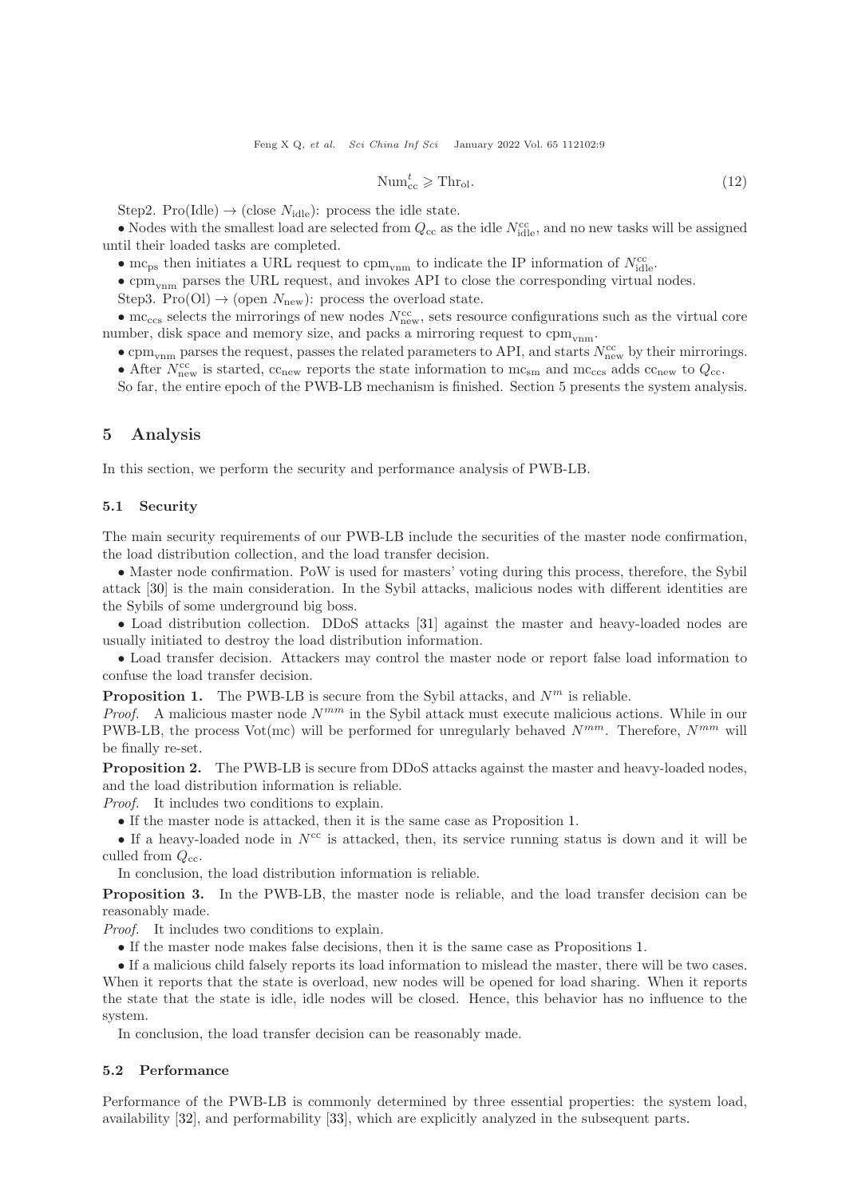$$\mathrm{Num}_{\mathrm{cc}}^{t} \geqslant \mathrm{Thr}_{\mathrm{ol}}. \tag{12}$$

Step2. $\mathrm{Pro(Idle)} \to (\mathrm{close}\ N_{\mathrm{idle}})$: process the idle state.

• Nodes with the smallest load are selected from $Q_{\mathrm{cc}}$ as the idle $N_{\mathrm{idle}}^{\mathrm{cc}}$, and no new tasks will be assigned until their loaded tasks are completed.

• $\mathrm{mc}_{\mathrm{ps}}$ then initiates a URL request to $\mathrm{cpm}_{\mathrm{vnm}}$ to indicate the IP information of $N_{\mathrm{idle}}^{\mathrm{cc}}$.

• $\mathrm{cpm}_{\mathrm{vnm}}$ parses the URL request, and invokes API to close the corresponding virtual nodes.

Step3. $\mathrm{Pro(Ol)} \to (\mathrm{open}\ N_{\mathrm{new}})$: process the overload state.

• $\mathrm{mc}_{\mathrm{ccs}}$ selects the mirrorings of new nodes $N_{\mathrm{new}}^{\mathrm{cc}}$, sets resource configurations such as the virtual core number, disk space and memory size, and packs a mirroring request to $\mathrm{cpm}_{\mathrm{vnm}}$.

• $\mathrm{cpm}_{\mathrm{vnm}}$ parses the request, passes the related parameters to API, and starts $N_{\mathrm{new}}^{\mathrm{cc}}$ by their mirrorings.

• After $N_{\mathrm{new}}^{\mathrm{cc}}$ is started, $\mathrm{cc}_{\mathrm{new}}$ reports the state information to $\mathrm{mc}_{\mathrm{sm}}$ and $\mathrm{mc}_{\mathrm{ccs}}$ adds $\mathrm{cc}_{\mathrm{new}}$ to $Q_{\mathrm{cc}}$.

So far, the entire epoch of the PWB-LB mechanism is finished. Section 5 presents the system analysis.

## 5 Analysis

In this section, we perform the security and performance analysis of PWB-LB.

### 5.1 Security

The main security requirements of our PWB-LB include the securities of the master node confirmation, the load distribution collection, and the load transfer decision.

• Master node confirmation. PoW is used for masters' voting during this process, therefore, the Sybil attack [30] is the main consideration. In the Sybil attacks, malicious nodes with different identities are the Sybils of some underground big boss.

• Load distribution collection. DDoS attacks [31] against the master and heavy-loaded nodes are usually initiated to destroy the load distribution information.

• Load transfer decision. Attackers may control the master node or report false load information to confuse the load transfer decision.

**Proposition 1.** The PWB-LB is secure from the Sybil attacks, and $N^{m}$ is reliable.

*Proof.* A malicious master node $N^{mm}$ in the Sybil attack must execute malicious actions. While in our PWB-LB, the process Vot(mc) will be performed for unregularly behaved $N^{mm}$. Therefore, $N^{mm}$ will be finally re-set.

**Proposition 2.** The PWB-LB is secure from DDoS attacks against the master and heavy-loaded nodes, and the load distribution information is reliable.

*Proof.* It includes two conditions to explain.

• If the master node is attacked, then it is the same case as Proposition 1.

• If a heavy-loaded node in $N^{\mathrm{cc}}$ is attacked, then, its service running status is down and it will be culled from $Q_{\mathrm{cc}}$.

In conclusion, the load distribution information is reliable.

**Proposition 3.** In the PWB-LB, the master node is reliable, and the load transfer decision can be reasonably made.

*Proof.* It includes two conditions to explain.

• If the master node makes false decisions, then it is the same case as Propositions 1.

• If a malicious child falsely reports its load information to mislead the master, there will be two cases. When it reports that the state is overload, new nodes will be opened for load sharing. When it reports the state that the state is idle, idle nodes will be closed. Hence, this behavior has no influence to the system.

In conclusion, the load transfer decision can be reasonably made.

### 5.2 Performance

Performance of the PWB-LB is commonly determined by three essential properties: the system load, availability [32], and performability [33], which are explicitly analyzed in the subsequent parts.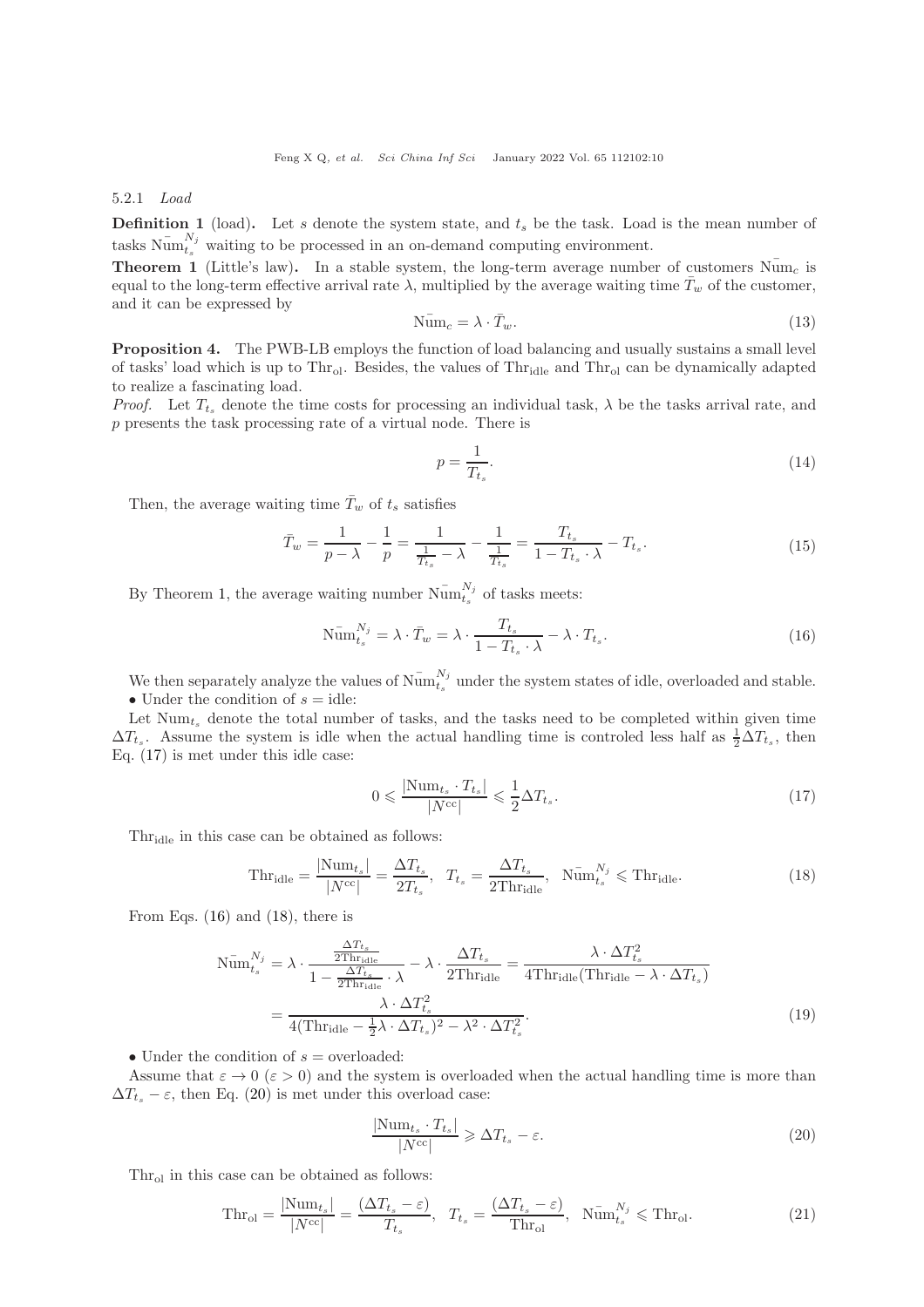#### 5.2.1 *Load*

**Definition 1** (load)**.** Let $s$ denote the system state, and $t_s$ be the task. Load is the mean number of tasks $\bar{\text{Num}}_{t_s}^{N_j}$ waiting to be processed in an on-demand computing environment.

**Theorem 1** (Little's law)**.** In a stable system, the long-term average number of customers $\bar{\text{Num}}_c$ is equal to the long-term effective arrival rate $\lambda$, multiplied by the average waiting time $\bar{T}_w$ of the customer, and it can be expressed by

$$\bar{\text{Num}}_c = \lambda \cdot \bar{T}_w. \tag{13}$$

**Proposition 4.** The PWB-LB employs the function of load balancing and usually sustains a small level of tasks' load which is up to $\text{Thr}_{\text{ol}}$. Besides, the values of $\text{Thr}_{\text{idle}}$ and $\text{Thr}_{\text{ol}}$ can be dynamically adapted to realize a fascinating load.

*Proof.* Let $T_{t_s}$ denote the time costs for processing an individual task, $\lambda$ be the tasks arrival rate, and $p$ presents the task processing rate of a virtual node. There is

$$p = \frac{1}{T_{t_s}}. \tag{14}$$

Then, the average waiting time $\bar{T}_w$ of $t_s$ satisfies

$$\bar{T}_w = \frac{1}{p-\lambda} - \frac{1}{p} = \frac{1}{\frac{1}{T_{t_s}} - \lambda} - \frac{1}{\frac{1}{T_{t_s}}} = \frac{T_{t_s}}{1 - T_{t_s} \cdot \lambda} - T_{t_s}. \tag{15}$$

By Theorem 1, the average waiting number $\bar{\text{Num}}_{t_s}^{N_j}$ of tasks meets:

$$\bar{\text{Num}}_{t_s}^{N_j} = \lambda \cdot \bar{T}_w = \lambda \cdot \frac{T_{t_s}}{1 - T_{t_s} \cdot \lambda} - \lambda \cdot T_{t_s}. \tag{16}$$

We then separately analyze the values of $\bar{\text{Num}}_{t_s}^{N_j}$ under the system states of idle, overloaded and stable.

- Under the condition of $s = \text{idle}$:

Let $\text{Num}_{t_s}$ denote the total number of tasks, and the tasks need to be completed within given time $\Delta T_{t_s}$. Assume the system is idle when the actual handling time is controled less half as $\frac{1}{2}\Delta T_{t_s}$, then Eq. (17) is met under this idle case:

$$0 \leqslant \frac{|\text{Num}_{t_s} \cdot T_{t_s}|}{|N^{\text{cc}}|} \leqslant \frac{1}{2}\Delta T_{t_s}. \tag{17}$$

$\text{Thr}_{\text{idle}}$ in this case can be obtained as follows:

$$\text{Thr}_{\text{idle}} = \frac{|\text{Num}_{t_s}|}{|N^{\text{cc}}|} = \frac{\Delta T_{t_s}}{2T_{t_s}}, \quad T_{t_s} = \frac{\Delta T_{t_s}}{2\text{Thr}_{\text{idle}}}, \quad \bar{\text{Num}}_{t_s}^{N_j} \leqslant \text{Thr}_{\text{idle}}. \tag{18}$$

From Eqs. (16) and (18), there is

$$\begin{aligned}\bar{\text{Num}}_{t_s}^{N_j} &= \lambda \cdot \frac{\frac{\Delta T_{t_s}}{2\text{Thr}_{\text{idle}}}}{1 - \frac{\Delta T_{t_s}}{2\text{Thr}_{\text{idle}}} \cdot \lambda} - \lambda \cdot \frac{\Delta T_{t_s}}{2\text{Thr}_{\text{idle}}} = \frac{\lambda \cdot \Delta T_{t_s}^2}{4\text{Thr}_{\text{idle}}(\text{Thr}_{\text{idle}} - \lambda \cdot \Delta T_{t_s})} \\ &= \frac{\lambda \cdot \Delta T_{t_s}^2}{4(\text{Thr}_{\text{idle}} - \frac{1}{2}\lambda \cdot \Delta T_{t_s})^2 - \lambda^2 \cdot \Delta T_{t_s}^2}.\end{aligned} \tag{19}$$

- Under the condition of $s = \text{overloaded}$:

Assume that $\varepsilon \to 0$ ($\varepsilon > 0$) and the system is overloaded when the actual handling time is more than $\Delta T_{t_s} - \varepsilon$, then Eq. (20) is met under this overload case:

$$\frac{|\text{Num}_{t_s} \cdot T_{t_s}|}{|N^{\text{cc}}|} \geqslant \Delta T_{t_s} - \varepsilon. \tag{20}$$

$\text{Thr}_{\text{ol}}$ in this case can be obtained as follows:

$$\text{Thr}_{\text{ol}} = \frac{|\text{Num}_{t_s}|}{|N^{\text{cc}}|} = \frac{(\Delta T_{t_s} - \varepsilon)}{T_{t_s}}, \quad T_{t_s} = \frac{(\Delta T_{t_s} - \varepsilon)}{\text{Thr}_{\text{ol}}}, \quad \bar{\text{Num}}_{t_s}^{N_j} \leqslant \text{Thr}_{\text{ol}}. \tag{21}$$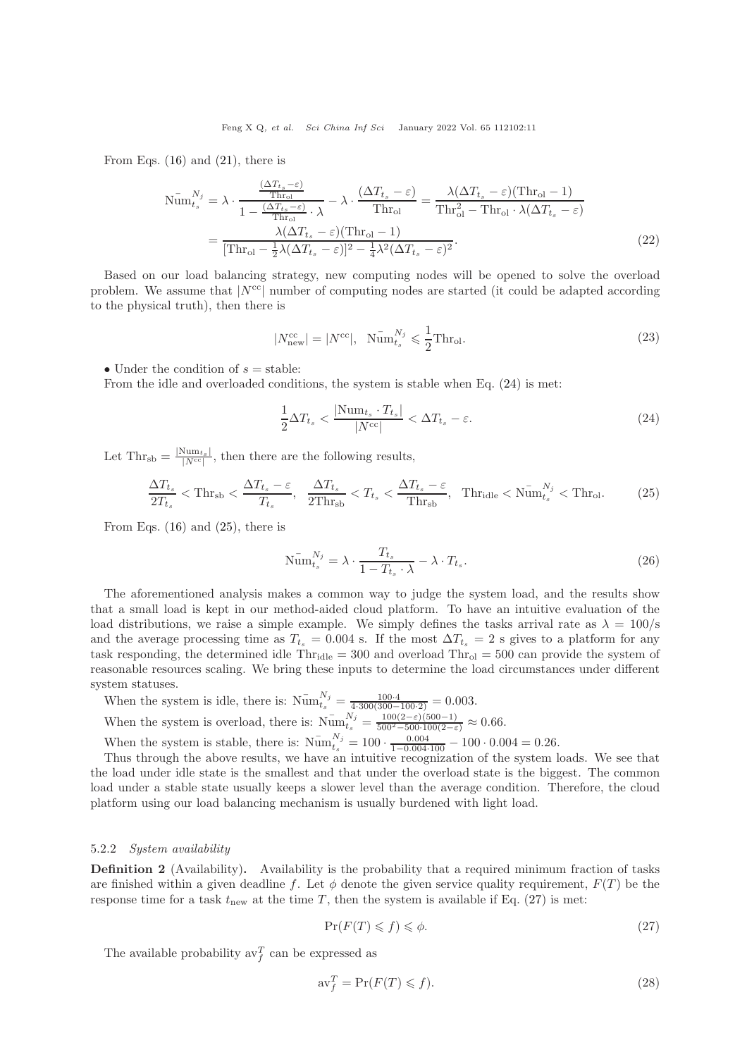From Eqs. (16) and (21), there is

$$
\begin{aligned}
\bar{\text{Num}}_{t_s}^{N_j} &= \lambda \cdot \frac{\frac{(\Delta T_{t_s}-\varepsilon)}{\text{Thr}_{\text{ol}}}}{1-\frac{(\Delta T_{t_s}-\varepsilon)}{\text{Thr}_{\text{ol}}}\cdot\lambda} - \lambda\cdot\frac{(\Delta T_{t_s}-\varepsilon)}{\text{Thr}_{\text{ol}}} = \frac{\lambda(\Delta T_{t_s}-\varepsilon)(\text{Thr}_{\text{ol}}-1)}{\text{Thr}_{\text{ol}}^2-\text{Thr}_{\text{ol}}\cdot\lambda(\Delta T_{t_s}-\varepsilon)} \\
&= \frac{\lambda(\Delta T_{t_s}-\varepsilon)(\text{Thr}_{\text{ol}}-1)}{[\text{Thr}_{\text{ol}}-\frac{1}{2}\lambda(\Delta T_{t_s}-\varepsilon)]^2-\frac{1}{4}\lambda^2(\Delta T_{t_s}-\varepsilon)^2}.
\end{aligned}
\tag{22}
$$

Based on our load balancing strategy, new computing nodes will be opened to solve the overload problem. We assume that $|N^{\text{cc}}|$ number of computing nodes are started (it could be adapted according to the physical truth), then there is

$$
|N_{\text{new}}^{\text{cc}}| = |N^{\text{cc}}|, \quad \bar{\text{Num}}_{t_s}^{N_j} \leqslant \frac{1}{2}\text{Thr}_{\text{ol}}. \tag{23}
$$

• Under the condition of $s = $ stable:

From the idle and overloaded conditions, the system is stable when Eq. (24) is met:

$$
\frac{1}{2}\Delta T_{t_s} < \frac{|\text{Num}_{t_s}\cdot T_{t_s}|}{|N^{\text{cc}}|} < \Delta T_{t_s}-\varepsilon. \tag{24}
$$

Let $\text{Thr}_{\text{sb}} = \frac{|\text{Num}_{t_s}|}{|N^{\text{cc}}|}$, then there are the following results,

$$
\frac{\Delta T_{t_s}}{2T_{t_s}} < \text{Thr}_{\text{sb}} < \frac{\Delta T_{t_s}-\varepsilon}{T_{t_s}}, \quad \frac{\Delta T_{t_s}}{2\text{Thr}_{\text{sb}}} < T_{t_s} < \frac{\Delta T_{t_s}-\varepsilon}{\text{Thr}_{\text{sb}}}, \quad \text{Thr}_{\text{idle}} < \bar{\text{Num}}_{t_s}^{N_j} < \text{Thr}_{\text{ol}}. \tag{25}
$$

From Eqs. (16) and (25), there is

$$
\bar{\text{Num}}_{t_s}^{N_j} = \lambda\cdot\frac{T_{t_s}}{1-T_{t_s}\cdot\lambda} - \lambda\cdot T_{t_s}. \tag{26}
$$

The aforementioned analysis makes a common way to judge the system load, and the results show that a small load is kept in our method-aided cloud platform. To have an intuitive evaluation of the load distributions, we raise a simple example. We simply defines the tasks arrival rate as $\lambda = 100$/s and the average processing time as $T_{t_s} = 0.004$ s. If the most $\Delta T_{t_s} = 2$ s gives to a platform for any task responding, the determined idle $\text{Thr}_{\text{idle}} = 300$ and overload $\text{Thr}_{\text{ol}} = 500$ can provide the system of reasonable resources scaling. We bring these inputs to determine the load circumstances under different system statuses.

When the system is idle, there is: $\bar{\text{Num}}_{t_s}^{N_j} = \frac{100\cdot 4}{4\cdot 300(300-100\cdot 2)} = 0.003$.

When the system is overload, there is: $\bar{\text{Num}}_{t_s}^{N_j} = \frac{100(2-\varepsilon)(500-1)}{500^2-500\cdot 100(2-\varepsilon)} \approx 0.66$.

When the system is stable, there is: $\bar{\text{Num}}_{t_s}^{N_j} = 100\cdot\frac{0.004}{1-0.004\cdot 100} - 100\cdot 0.004 = 0.26$.

Thus through the above results, we have an intuitive recognization of the system loads. We see that the load under idle state is the smallest and that under the overload state is the biggest. The common load under a stable state usually keeps a slower level than the average condition. Therefore, the cloud platform using our load balancing mechanism is usually burdened with light load.

#### 5.2.2 *System availability*

**Definition 2** (Availability)**.** Availability is the probability that a required minimum fraction of tasks are finished within a given deadline $f$. Let $\phi$ denote the given service quality requirement, $F(T)$ be the response time for a task $t_{\text{new}}$ at the time $T$, then the system is available if Eq. (27) is met:

$$
\Pr(F(T) \leqslant f) \leqslant \phi. \tag{27}
$$

The available probability $\text{av}_f^T$ can be expressed as

$$
\text{av}_f^T = \Pr(F(T) \leqslant f). \tag{28}
$$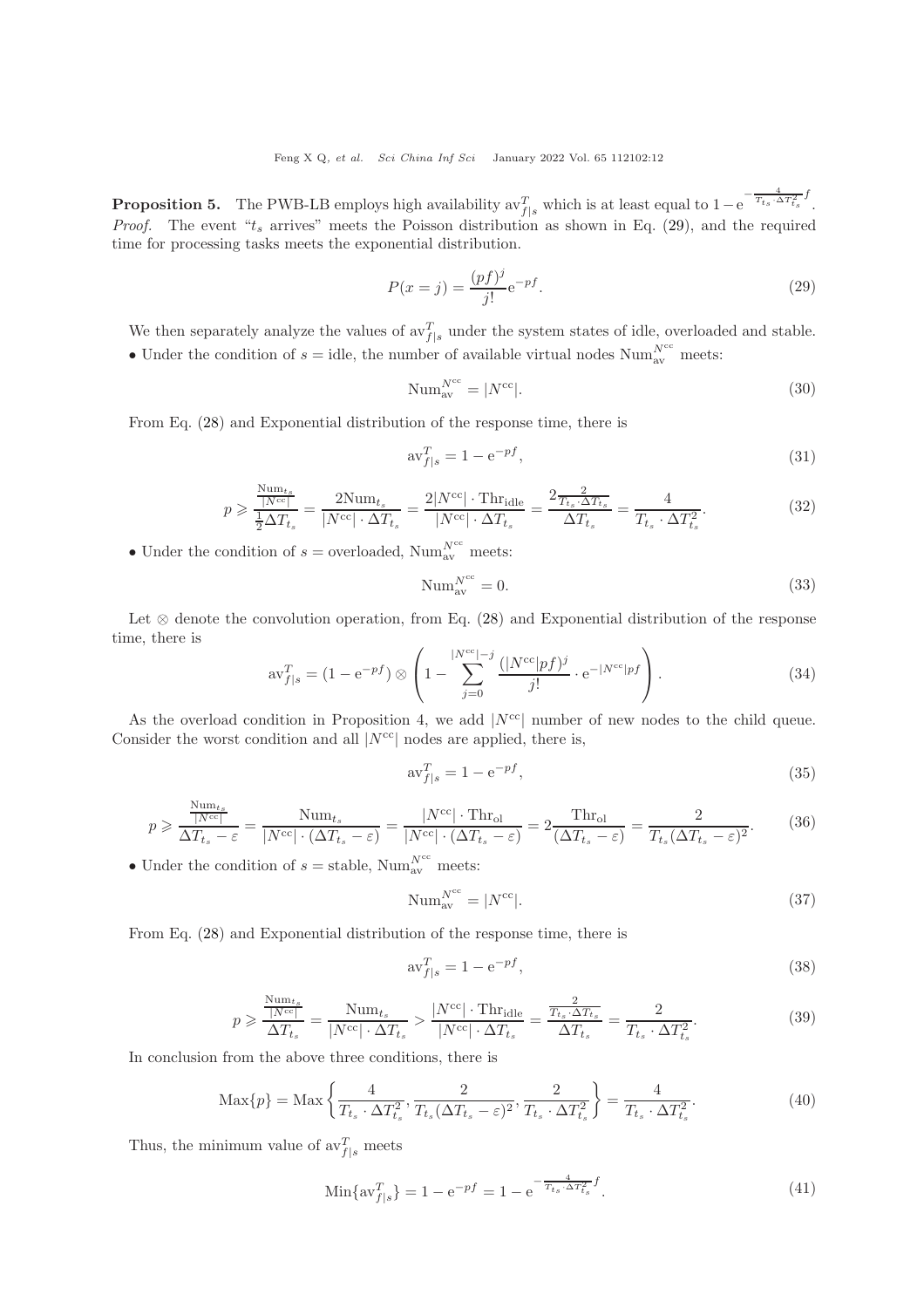**Proposition 5.** The PWB-LB employs high availability $\mathrm{av}_{f|s}^{T}$ which is at least equal to $1-\mathrm{e}^{-\frac{4}{T_{t_s}\cdot\Delta T_{t_s}^2}f}$.

*Proof.* The event "$t_s$ arrives" meets the Poisson distribution as shown in Eq. (29), and the required time for processing tasks meets the exponential distribution.

$$P(x=j)=\frac{(pf)^j}{j!}\mathrm{e}^{-pf}. \tag{29}$$

We then separately analyze the values of $\mathrm{av}_{f|s}^{T}$ under the system states of idle, overloaded and stable.

- Under the condition of $s=\text{idle}$, the number of available virtual nodes $\mathrm{Num}_{\mathrm{av}}^{N^{\mathrm{cc}}}$ meets:

$$\mathrm{Num}_{\mathrm{av}}^{N^{\mathrm{cc}}}=|N^{\mathrm{cc}}|. \tag{30}$$

From Eq. (28) and Exponential distribution of the response time, there is

$$\mathrm{av}_{f|s}^{T}=1-\mathrm{e}^{-pf}, \tag{31}$$

$$p\geqslant\frac{\frac{\mathrm{Num}_{t_s}}{|N^{\mathrm{cc}}|}}{\frac{1}{2}\Delta T_{t_s}}=\frac{2\mathrm{Num}_{t_s}}{|N^{\mathrm{cc}}|\cdot\Delta T_{t_s}}=\frac{2|N^{\mathrm{cc}}|\cdot\mathrm{Thr}_{\mathrm{idle}}}{|N^{\mathrm{cc}}|\cdot\Delta T_{t_s}}=\frac{2\frac{2}{T_{t_s}\cdot\Delta T_{t_s}}}{\Delta T_{t_s}}=\frac{4}{T_{t_s}\cdot\Delta T_{t_s}^2}. \tag{32}$$

- Under the condition of $s=\text{overloaded}$, $\mathrm{Num}_{\mathrm{av}}^{N^{\mathrm{cc}}}$ meets:

$$\mathrm{Num}_{\mathrm{av}}^{N^{\mathrm{cc}}}=0. \tag{33}$$

Let $\otimes$ denote the convolution operation, from Eq. (28) and Exponential distribution of the response time, there is

$$\mathrm{av}_{f|s}^{T}=(1-\mathrm{e}^{-pf})\otimes\left(1-\sum_{j=0}^{|N^{\mathrm{cc}}|-j}\frac{(|N^{\mathrm{cc}}|pf)^j}{j!}\cdot\mathrm{e}^{-|N^{\mathrm{cc}}|pf}\right). \tag{34}$$

As the overload condition in Proposition 4, we add $|N^{\mathrm{cc}}|$ number of new nodes to the child queue. Consider the worst condition and all $|N^{\mathrm{cc}}|$ nodes are applied, there is,

$$\mathrm{av}_{f|s}^{T}=1-\mathrm{e}^{-pf}, \tag{35}$$

$$p\geqslant\frac{\frac{\mathrm{Num}_{t_s}}{|N^{\mathrm{cc}}|}}{\Delta T_{t_s}-\varepsilon}=\frac{\mathrm{Num}_{t_s}}{|N^{\mathrm{cc}}|\cdot(\Delta T_{t_s}-\varepsilon)}=\frac{|N^{\mathrm{cc}}|\cdot\mathrm{Thr}_{\mathrm{ol}}}{|N^{\mathrm{cc}}|\cdot(\Delta T_{t_s}-\varepsilon)}=2\frac{\mathrm{Thr}_{\mathrm{ol}}}{(\Delta T_{t_s}-\varepsilon)}=\frac{2}{T_{t_s}(\Delta T_{t_s}-\varepsilon)^2}. \tag{36}$$

- Under the condition of $s=\text{stable}$, $\mathrm{Num}_{\mathrm{av}}^{N^{\mathrm{cc}}}$ meets:

$$\mathrm{Num}_{\mathrm{av}}^{N^{\mathrm{cc}}}=|N^{\mathrm{cc}}|. \tag{37}$$

From Eq. (28) and Exponential distribution of the response time, there is

$$\mathrm{av}_{f|s}^{T}=1-\mathrm{e}^{-pf}, \tag{38}$$

$$p\geqslant\frac{\frac{\mathrm{Num}_{t_s}}{|N^{\mathrm{cc}}|}}{\Delta T_{t_s}}=\frac{\mathrm{Num}_{t_s}}{|N^{\mathrm{cc}}|\cdot\Delta T_{t_s}}>\frac{|N^{\mathrm{cc}}|\cdot\mathrm{Thr}_{\mathrm{idle}}}{|N^{\mathrm{cc}}|\cdot\Delta T_{t_s}}=\frac{\frac{2}{T_{t_s}\cdot\Delta T_{t_s}}}{\Delta T_{t_s}}=\frac{2}{T_{t_s}\cdot\Delta T_{t_s}^2}. \tag{39}$$

In conclusion from the above three conditions, there is

$$\mathrm{Max}\{p\}=\mathrm{Max}\left\{\frac{4}{T_{t_s}\cdot\Delta T_{t_s}^2},\frac{2}{T_{t_s}(\Delta T_{t_s}-\varepsilon)^2},\frac{2}{T_{t_s}\cdot\Delta T_{t_s}^2}\right\}=\frac{4}{T_{t_s}\cdot\Delta T_{t_s}^2}. \tag{40}$$

Thus, the minimum value of $\mathrm{av}_{f|s}^{T}$ meets

$$\mathrm{Min}\{\mathrm{av}_{f|s}^{T}\}=1-\mathrm{e}^{-pf}=1-\mathrm{e}^{-\frac{4}{T_{t_s}\cdot\Delta T_{t_s}^2}f}. \tag{41}$$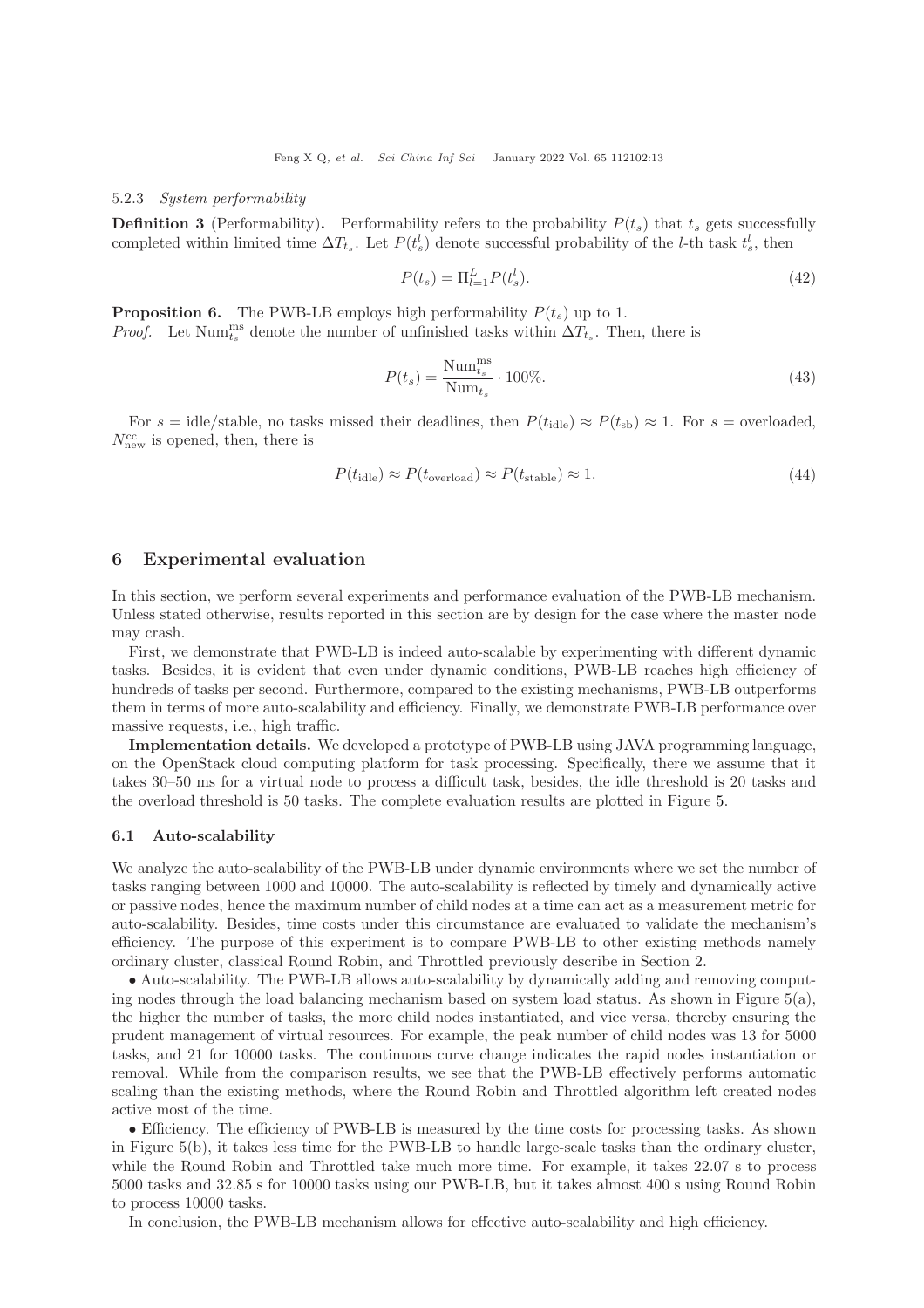#### 5.2.3 *System performability*

**Definition 3** (Performability). Performability refers to the probability $P(t_s)$ that $t_s$ gets successfully completed within limited time $\Delta T_{t_s}$. Let $P(t_s^l)$ denote successful probability of the $l$-th task $t_s^l$, then

$$P(t_s) = \Pi_{l=1}^{L} P(t_s^l). \tag{42}$$

**Proposition 6.** The PWB-LB employs high performability $P(t_s)$ up to 1.

*Proof.* Let $\text{Num}_{t_s}^{\text{ms}}$ denote the number of unfinished tasks within $\Delta T_{t_s}$. Then, there is

$$P(t_s) = \frac{\text{Num}_{t_s}^{\text{ms}}}{\text{Num}_{t_s}} \cdot 100\%. \tag{43}$$

For $s$ = idle/stable, no tasks missed their deadlines, then $P(t_{\text{idle}}) \approx P(t_{\text{sb}}) \approx 1$. For $s$ = overloaded, $N_{\text{new}}^{\text{cc}}$ is opened, then, there is

$$P(t_{\text{idle}}) \approx P(t_{\text{overload}}) \approx P(t_{\text{stable}}) \approx 1. \tag{44}$$

## 6 Experimental evaluation

In this section, we perform several experiments and performance evaluation of the PWB-LB mechanism. Unless stated otherwise, results reported in this section are by design for the case where the master node may crash.

First, we demonstrate that PWB-LB is indeed auto-scalable by experimenting with different dynamic tasks. Besides, it is evident that even under dynamic conditions, PWB-LB reaches high efficiency of hundreds of tasks per second. Furthermore, compared to the existing mechanisms, PWB-LB outperforms them in terms of more auto-scalability and efficiency. Finally, we demonstrate PWB-LB performance over massive requests, i.e., high traffic.

**Implementation details.** We developed a prototype of PWB-LB using JAVA programming language, on the OpenStack cloud computing platform for task processing. Specifically, there we assume that it takes 30–50 ms for a virtual node to process a difficult task, besides, the idle threshold is 20 tasks and the overload threshold is 50 tasks. The complete evaluation results are plotted in Figure 5.

### 6.1 Auto-scalability

We analyze the auto-scalability of the PWB-LB under dynamic environments where we set the number of tasks ranging between 1000 and 10000. The auto-scalability is reflected by timely and dynamically active or passive nodes, hence the maximum number of child nodes at a time can act as a measurement metric for auto-scalability. Besides, time costs under this circumstance are evaluated to validate the mechanism's efficiency. The purpose of this experiment is to compare PWB-LB to other existing methods namely ordinary cluster, classical Round Robin, and Throttled previously describe in Section 2.

- Auto-scalability. The PWB-LB allows auto-scalability by dynamically adding and removing computing nodes through the load balancing mechanism based on system load status. As shown in Figure 5(a), the higher the number of tasks, the more child nodes instantiated, and vice versa, thereby ensuring the prudent management of virtual resources. For example, the peak number of child nodes was 13 for 5000 tasks, and 21 for 10000 tasks. The continuous curve change indicates the rapid nodes instantiation or removal. While from the comparison results, we see that the PWB-LB effectively performs automatic scaling than the existing methods, where the Round Robin and Throttled algorithm left created nodes active most of the time.

- Efficiency. The efficiency of PWB-LB is measured by the time costs for processing tasks. As shown in Figure 5(b), it takes less time for the PWB-LB to handle large-scale tasks than the ordinary cluster, while the Round Robin and Throttled take much more time. For example, it takes 22.07 s to process 5000 tasks and 32.85 s for 10000 tasks using our PWB-LB, but it takes almost 400 s using Round Robin to process 10000 tasks.

In conclusion, the PWB-LB mechanism allows for effective auto-scalability and high efficiency.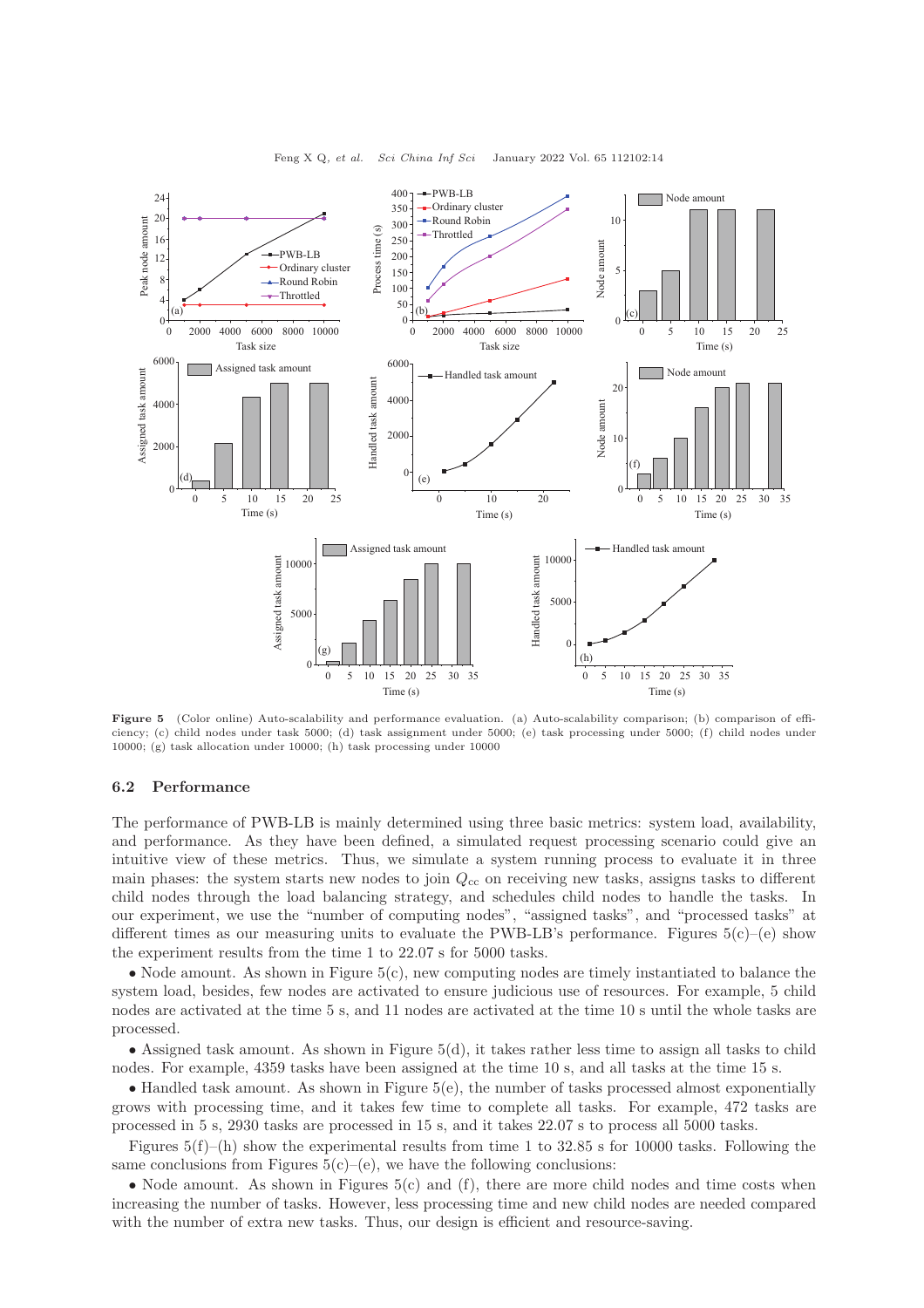**Figure 5** (Color online) Auto-scalability and performance evaluation. (a) Auto-scalability comparison; (b) comparison of efficiency; (c) child nodes under task 5000; (d) task assignment under 5000; (e) task processing under 5000; (f) child nodes under 10000; (g) task allocation under 10000; (h) task processing under 10000

### 6.2 Performance

The performance of PWB-LB is mainly determined using three basic metrics: system load, availability, and performance. As they have been defined, a simulated request processing scenario could give an intuitive view of these metrics. Thus, we simulate a system running process to evaluate it in three main phases: the system starts new nodes to join $Q_{cc}$ on receiving new tasks, assigns tasks to different child nodes through the load balancing strategy, and schedules child nodes to handle the tasks. In our experiment, we use the "number of computing nodes", "assigned tasks", and "processed tasks" at different times as our measuring units to evaluate the PWB-LB's performance. Figures 5(c)–(e) show the experiment results from the time 1 to 22.07 s for 5000 tasks.

- Node amount. As shown in Figure 5(c), new computing nodes are timely instantiated to balance the system load, besides, few nodes are activated to ensure judicious use of resources. For example, 5 child nodes are activated at the time 5 s, and 11 nodes are activated at the time 10 s until the whole tasks are processed.

- Assigned task amount. As shown in Figure 5(d), it takes rather less time to assign all tasks to child nodes. For example, 4359 tasks have been assigned at the time 10 s, and all tasks at the time 15 s.

- Handled task amount. As shown in Figure 5(e), the number of tasks processed almost exponentially grows with processing time, and it takes few time to complete all tasks. For example, 472 tasks are processed in 5 s, 2930 tasks are processed in 15 s, and it takes 22.07 s to process all 5000 tasks.

Figures 5(f)–(h) show the experimental results from time 1 to 32.85 s for 10000 tasks. Following the same conclusions from Figures 5(c)–(e), we have the following conclusions:

- Node amount. As shown in Figures 5(c) and (f), there are more child nodes and time costs when increasing the number of tasks. However, less processing time and new child nodes are needed compared with the number of extra new tasks. Thus, our design is efficient and resource-saving.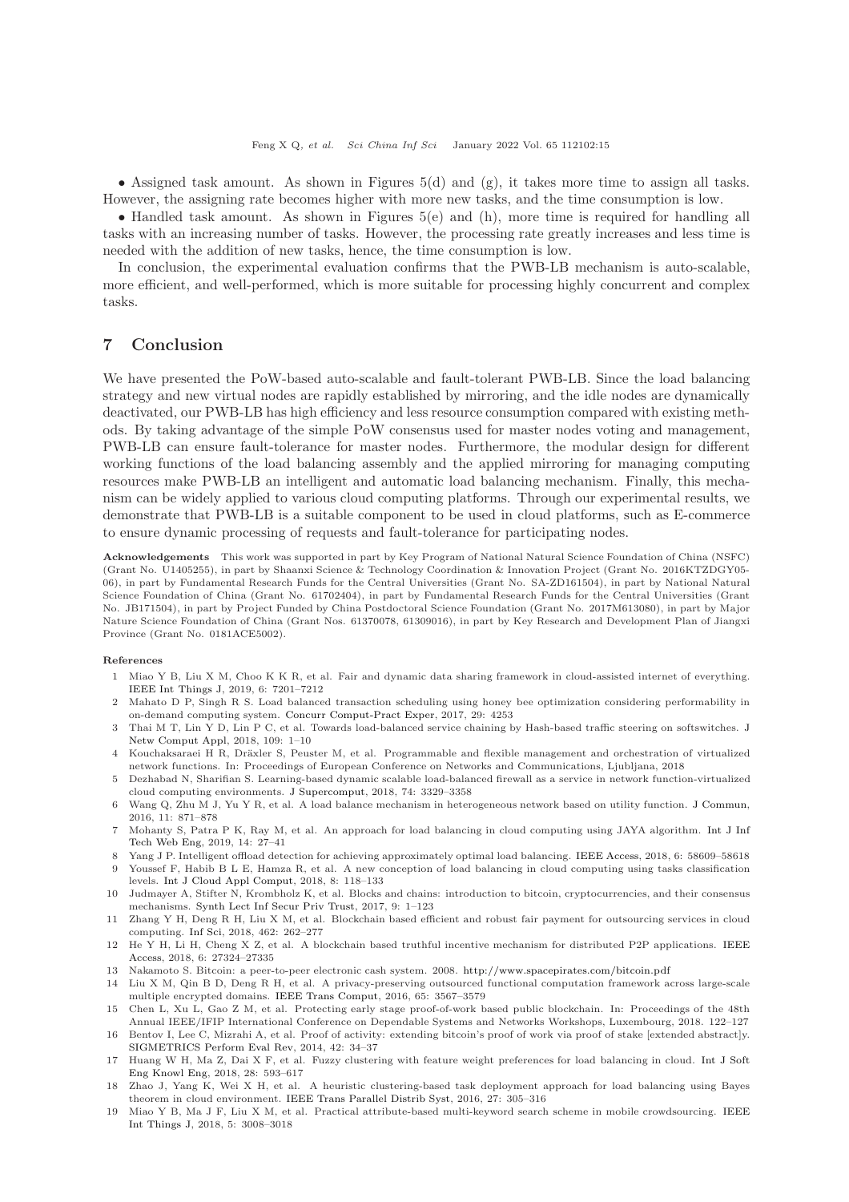• Assigned task amount. As shown in Figures 5(d) and (g), it takes more time to assign all tasks. However, the assigning rate becomes higher with more new tasks, and the time consumption is low.

• Handled task amount. As shown in Figures 5(e) and (h), more time is required for handling all tasks with an increasing number of tasks. However, the processing rate greatly increases and less time is needed with the addition of new tasks, hence, the time consumption is low.

In conclusion, the experimental evaluation confirms that the PWB-LB mechanism is auto-scalable, more efficient, and well-performed, which is more suitable for processing highly concurrent and complex tasks.

## 7 Conclusion

We have presented the PoW-based auto-scalable and fault-tolerant PWB-LB. Since the load balancing strategy and new virtual nodes are rapidly established by mirroring, and the idle nodes are dynamically deactivated, our PWB-LB has high efficiency and less resource consumption compared with existing methods. By taking advantage of the simple PoW consensus used for master nodes voting and management, PWB-LB can ensure fault-tolerance for master nodes. Furthermore, the modular design for different working functions of the load balancing assembly and the applied mirroring for managing computing resources make PWB-LB an intelligent and automatic load balancing mechanism. Finally, this mechanism can be widely applied to various cloud computing platforms. Through our experimental results, we demonstrate that PWB-LB is a suitable component to be used in cloud platforms, such as E-commerce to ensure dynamic processing of requests and fault-tolerance for participating nodes.

**Acknowledgements** This work was supported in part by Key Program of National Natural Science Foundation of China (NSFC) (Grant No. U1405255), in part by Shaanxi Science & Technology Coordination & Innovation Project (Grant No. 2016KTZDGY05-06), in part by Fundamental Research Funds for the Central Universities (Grant No. SA-ZD161504), in part by National Natural Science Foundation of China (Grant No. 61702404), in part by Fundamental Research Funds for the Central Universities (Grant No. JB171504), in part by Project Funded by China Postdoctoral Science Foundation (Grant No. 2017M613080), in part by Major Nature Science Foundation of China (Grant Nos. 61370078, 61309016), in part by Key Research and Development Plan of Jiangxi Province (Grant No. 0181ACE5002).

**References**

1. Miao Y B, Liu X M, Choo K K R, et al. Fair and dynamic data sharing framework in cloud-assisted internet of everything. IEEE Int Things J, 2019, 6: 7201–7212
2. Mahato D P, Singh R S. Load balanced transaction scheduling using honey bee optimization considering performability in on-demand computing system. Concurr Comput-Pract Exper, 2017, 29: 4253
3. Thai M T, Lin Y D, Lin P C, et al. Towards load-balanced service chaining by Hash-based traffic steering on softswitches. J Netw Comput Appl, 2018, 109: 1–10
4. Kouchaksaraei H R, Dräxler S, Peuster M, et al. Programmable and flexible management and orchestration of virtualized network functions. In: Proceedings of European Conference on Networks and Communications, Ljubljana, 2018
5. Dezhabad N, Sharifian S. Learning-based dynamic scalable load-balanced firewall as a service in network function-virtualized cloud computing environments. J Supercomput, 2018, 74: 3329–3358
6. Wang Q, Zhu M J, Yu Y R, et al. A load balance mechanism in heterogeneous network based on utility function. J Commun, 2016, 11: 871–878
7. Mohanty S, Patra P K, Ray M, et al. An approach for load balancing in cloud computing using JAYA algorithm. Int J Inf Tech Web Eng, 2019, 14: 27–41
8. Yang J P. Intelligent offload detection for achieving approximately optimal load balancing. IEEE Access, 2018, 6: 58609–58618
9. Youssef F, Habib B L E, Hamza R, et al. A new conception of load balancing in cloud computing using tasks classification levels. Int J Cloud Appl Comput, 2018, 8: 118–133
10. Judmayer A, Stifter N, Krombholz K, et al. Blocks and chains: introduction to bitcoin, cryptocurrencies, and their consensus mechanisms. Synth Lect Inf Secur Priv Trust, 2017, 9: 1–123
11. Zhang Y H, Deng R H, Liu X M, et al. Blockchain based efficient and robust fair payment for outsourcing services in cloud computing. Inf Sci, 2018, 462: 262–277
12. He Y H, Li H, Cheng X Z, et al. A blockchain based truthful incentive mechanism for distributed P2P applications. IEEE Access, 2018, 6: 27324–27335
13. Nakamoto S. Bitcoin: a peer-to-peer electronic cash system. 2008. http://www.spacepirates.com/bitcoin.pdf
14. Liu X M, Qin B D, Deng R H, et al. A privacy-preserving outsourced functional computation framework across large-scale multiple encrypted domains. IEEE Trans Comput, 2016, 65: 3567–3579
15. Chen L, Xu L, Gao Z M, et al. Protecting early stage proof-of-work based public blockchain. In: Proceedings of the 48th Annual IEEE/IFIP International Conference on Dependable Systems and Networks Workshops, Luxembourg, 2018. 122–127
16. Bentov I, Lee C, Mizrahi A, et al. Proof of activity: extending bitcoin's proof of work via proof of stake [extended abstract]y. SIGMETRICS Perform Eval Rev, 2014, 42: 34–37
17. Huang W H, Ma Z, Dai X F, et al. Fuzzy clustering with feature weight preferences for load balancing in cloud. Int J Soft Eng Knowl Eng, 2018, 28: 593–617
18. Zhao J, Yang K, Wei X H, et al. A heuristic clustering-based task deployment approach for load balancing using Bayes theorem in cloud environment. IEEE Trans Parallel Distrib Syst, 2016, 27: 305–316
19. Miao Y B, Ma J F, Liu X M, et al. Practical attribute-based multi-keyword search scheme in mobile crowdsourcing. IEEE Int Things J, 2018, 5: 3008–3018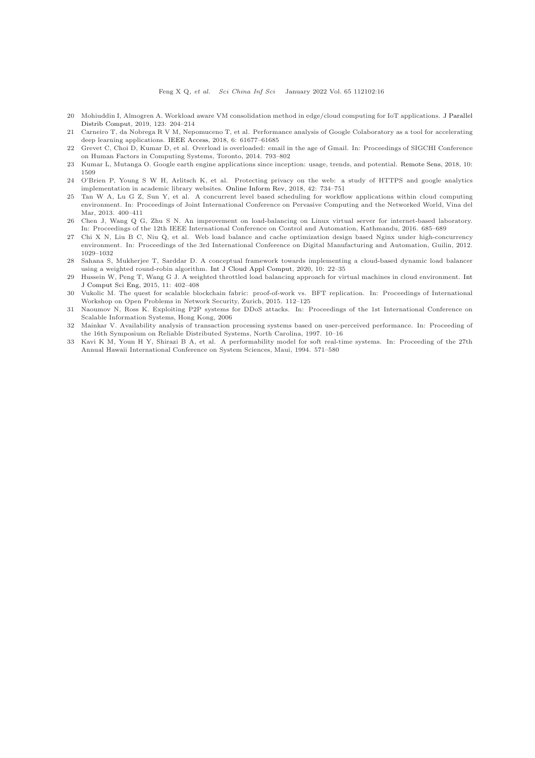20 Mohiuddin I, Almogren A. Workload aware VM consolidation method in edge/cloud computing for IoT applications. J Parallel Distrib Comput, 2019, 123: 204–214

21 Carneiro T, da Nobrega R V M, Nepomuceno T, et al. Performance analysis of Google Colaboratory as a tool for accelerating deep learning applications. IEEE Access, 2018, 6: 61677–61685

22 Grevet C, Choi D, Kumar D, et al. Overload is overloaded: email in the age of Gmail. In: Proceedings of SIGCHI Conference on Human Factors in Computing Systems, Toronto, 2014. 793–802

23 Kumar L, Mutanga O. Google earth engine applications since inception: usage, trends, and potential. Remote Sens, 2018, 10: 1509

24 O'Brien P, Young S W H, Arlitsch K, et al. Protecting privacy on the web: a study of HTTPS and google analytics implementation in academic library websites. Online Inform Rev, 2018, 42: 734–751

25 Tan W A, Lu G Z, Sun Y, et al. A concurrent level based scheduling for workflow applications within cloud computing environment. In: Proceedings of Joint International Conference on Pervasive Computing and the Networked World, Vina del Mar, 2013. 400–411

26 Chen J, Wang Q G, Zhu S N. An improvement on load-balancing on Linux virtual server for internet-based laboratory. In: Proceedings of the 12th IEEE International Conference on Control and Automation, Kathmandu, 2016. 685–689

27 Chi X N, Liu B C, Niu Q, et al. Web load balance and cache optimization design based Nginx under high-concurrency environment. In: Proceedings of the 3rd International Conference on Digital Manufacturing and Automation, Guilin, 2012. 1029–1032

28 Sahana S, Mukherjee T, Sarddar D. A conceptual framework towards implementing a cloud-based dynamic load balancer using a weighted round-robin algorithm. Int J Cloud Appl Comput, 2020, 10: 22–35

29 Hussein W, Peng T, Wang G J. A weighted throttled load balancing approach for virtual machines in cloud environment. Int J Comput Sci Eng, 2015, 11: 402–408

30 Vukolic M. The quest for scalable blockchain fabric: proof-of-work vs. BFT replication. In: Proceedings of International Workshop on Open Problems in Network Security, Zurich, 2015. 112–125

31 Naoumov N, Ross K. Exploiting P2P systems for DDoS attacks. In: Proceedings of the 1st International Conference on Scalable Information Systems, Hong Kong, 2006

32 Mainkar V. Availability analysis of transaction processing systems based on user-perceived performance. In: Proceeding of the 16th Symposium on Reliable Distributed Systems, North Carolina, 1997. 10–16

33 Kavi K M, Youn H Y, Shirazi B A, et al. A performability model for soft real-time systems. In: Proceeding of the 27th Annual Hawaii International Conference on System Sciences, Maui, 1994. 571–580